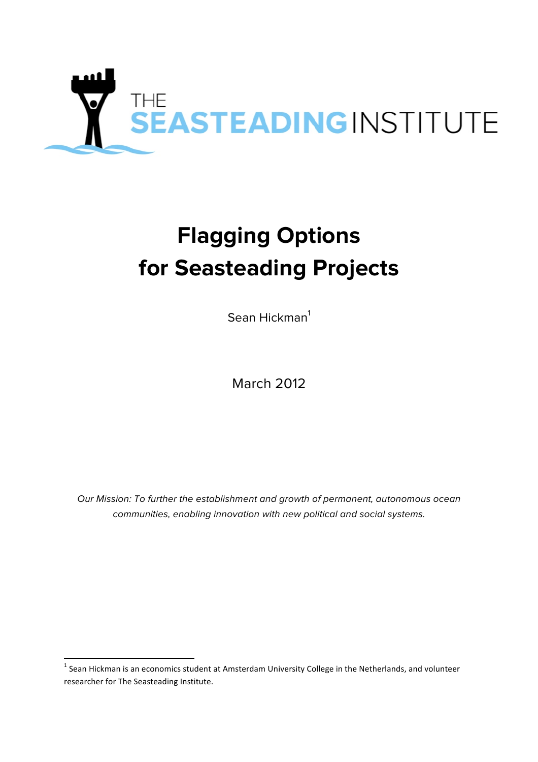THE SEASTEADING INSTITUTE

# Flagging Options for Seasteading Projects

Sean Hickman[1]

March 2012

*Our Mission: To further the establishment and growth of permanent, autonomous ocean communities, enabling innovation with new political and social systems.*

[1] Sean Hickman is an economics student at Amsterdam University College in the Netherlands, and volunteer researcher for The Seasteading Institute.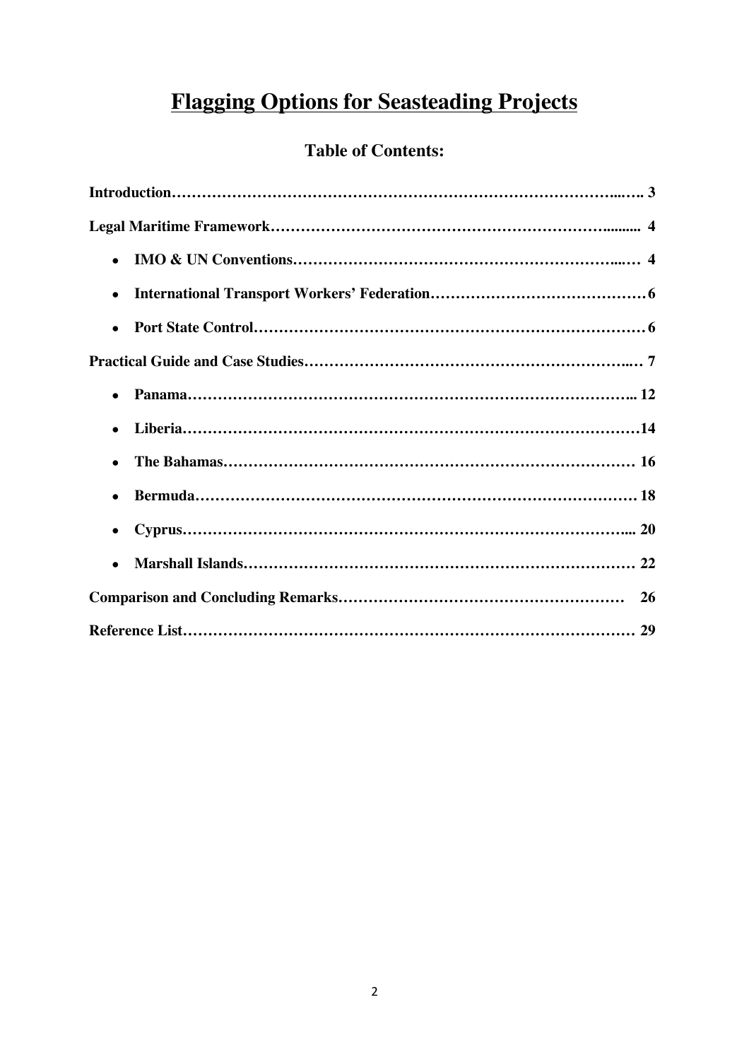# Flagging Options for Seasteading Projects

## Table of Contents:

**Introduction** ........ 3

**Legal Maritime Framework** ........ 4

- **IMO & UN Conventions** ........ 4
- **International Transport Workers' Federation** ........ 6
- **Port State Control** ........ 6

**Practical Guide and Case Studies** ........ 7

- **Panama** ........ 12
- **Liberia** ........ 14
- **The Bahamas** ........ 16
- **Bermuda** ........ 18
- **Cyprus** ........ 20
- **Marshall Islands** ........ 22

**Comparison and Concluding Remarks** ........ 26

**Reference List** ........ 29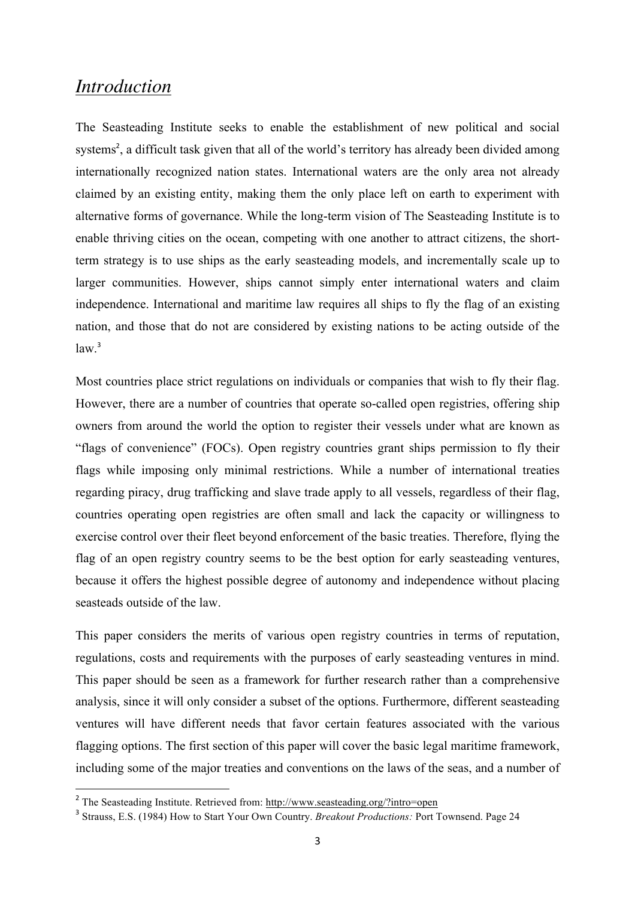## *Introduction*

The Seasteading Institute seeks to enable the establishment of new political and social systems[2], a difficult task given that all of the world's territory has already been divided among internationally recognized nation states. International waters are the only area not already claimed by an existing entity, making them the only place left on earth to experiment with alternative forms of governance. While the long-term vision of The Seasteading Institute is to enable thriving cities on the ocean, competing with one another to attract citizens, the short-term strategy is to use ships as the early seasteading models, and incrementally scale up to larger communities. However, ships cannot simply enter international waters and claim independence. International and maritime law requires all ships to fly the flag of an existing nation, and those that do not are considered by existing nations to be acting outside of the law.[3]

Most countries place strict regulations on individuals or companies that wish to fly their flag. However, there are a number of countries that operate so-called open registries, offering ship owners from around the world the option to register their vessels under what are known as "flags of convenience" (FOCs). Open registry countries grant ships permission to fly their flags while imposing only minimal restrictions. While a number of international treaties regarding piracy, drug trafficking and slave trade apply to all vessels, regardless of their flag, countries operating open registries are often small and lack the capacity or willingness to exercise control over their fleet beyond enforcement of the basic treaties. Therefore, flying the flag of an open registry country seems to be the best option for early seasteading ventures, because it offers the highest possible degree of autonomy and independence without placing seasteads outside of the law.

This paper considers the merits of various open registry countries in terms of reputation, regulations, costs and requirements with the purposes of early seasteading ventures in mind. This paper should be seen as a framework for further research rather than a comprehensive analysis, since it will only consider a subset of the options. Furthermore, different seasteading ventures will have different needs that favor certain features associated with the various flagging options. The first section of this paper will cover the basic legal maritime framework, including some of the major treaties and conventions on the laws of the seas, and a number of

---

[2] The Seasteading Institute. Retrieved from: http://www.seasteading.org/?intro=open

[3] Strauss, E.S. (1984) How to Start Your Own Country. *Breakout Productions:* Port Townsend. Page 24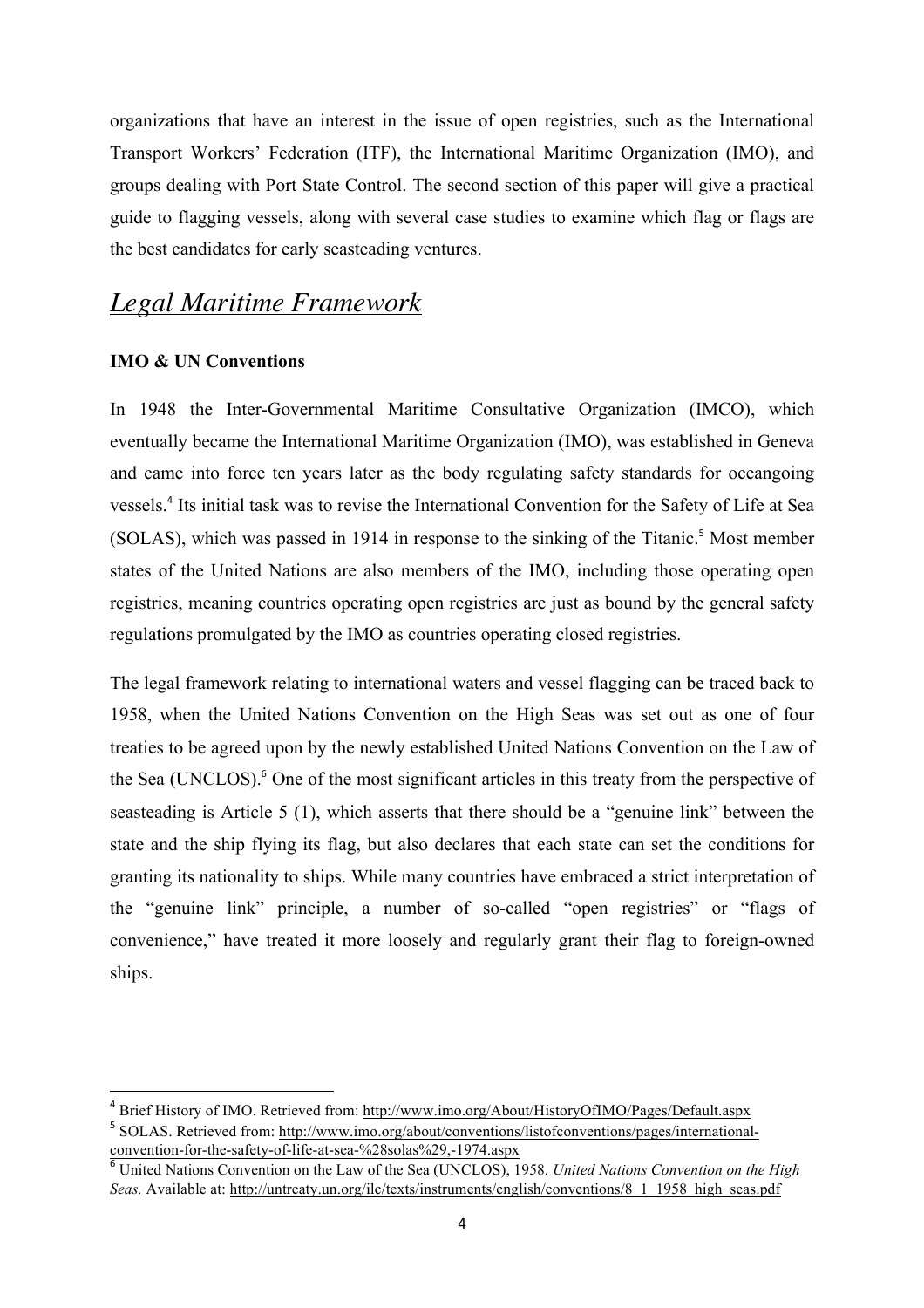organizations that have an interest in the issue of open registries, such as the International Transport Workers' Federation (ITF), the International Maritime Organization (IMO), and groups dealing with Port State Control. The second section of this paper will give a practical guide to flagging vessels, along with several case studies to examine which flag or flags are the best candidates for early seasteading ventures.

## *Legal Maritime Framework*

### IMO & UN Conventions

In 1948 the Inter-Governmental Maritime Consultative Organization (IMCO), which eventually became the International Maritime Organization (IMO), was established in Geneva and came into force ten years later as the body regulating safety standards for oceangoing vessels.[4] Its initial task was to revise the International Convention for the Safety of Life at Sea (SOLAS), which was passed in 1914 in response to the sinking of the Titanic.[5] Most member states of the United Nations are also members of the IMO, including those operating open registries, meaning countries operating open registries are just as bound by the general safety regulations promulgated by the IMO as countries operating closed registries.

The legal framework relating to international waters and vessel flagging can be traced back to 1958, when the United Nations Convention on the High Seas was set out as one of four treaties to be agreed upon by the newly established United Nations Convention on the Law of the Sea (UNCLOS).[6] One of the most significant articles in this treaty from the perspective of seasteading is Article 5 (1), which asserts that there should be a "genuine link" between the state and the ship flying its flag, but also declares that each state can set the conditions for granting its nationality to ships. While many countries have embraced a strict interpretation of the "genuine link" principle, a number of so-called "open registries" or "flags of convenience," have treated it more loosely and regularly grant their flag to foreign-owned ships.

---

[4] Brief History of IMO. Retrieved from: http://www.imo.org/About/HistoryOfIMO/Pages/Default.aspx

[5] SOLAS. Retrieved from: http://www.imo.org/about/conventions/listofconventions/pages/international-convention-for-the-safety-of-life-at-sea-%28solas%29,-1974.aspx

[6] United Nations Convention on the Law of the Sea (UNCLOS), 1958. *United Nations Convention on the High Seas.* Available at: http://untreaty.un.org/ilc/texts/instruments/english/conventions/8_1_1958_high_seas.pdf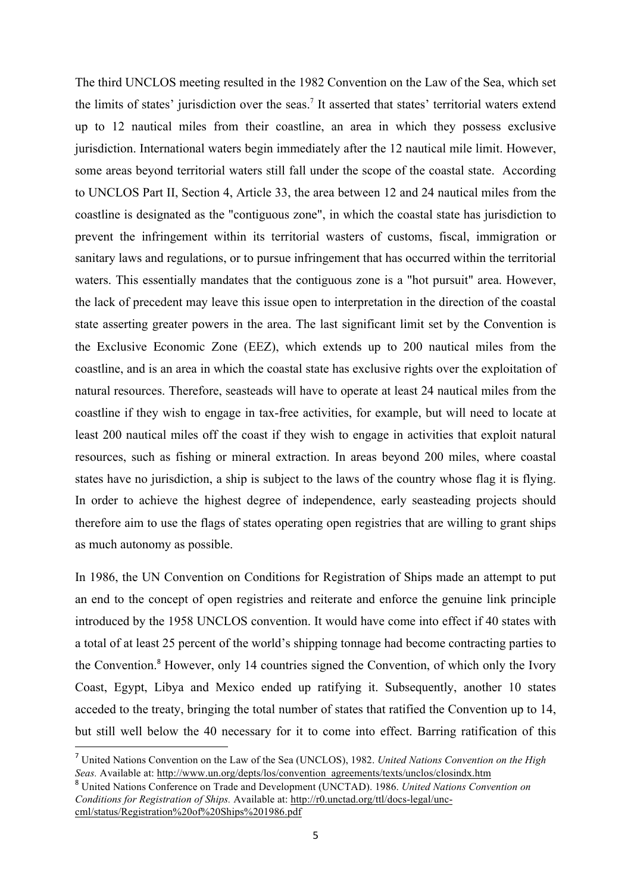The third UNCLOS meeting resulted in the 1982 Convention on the Law of the Sea, which set the limits of states' jurisdiction over the seas.[7] It asserted that states' territorial waters extend up to 12 nautical miles from their coastline, an area in which they possess exclusive jurisdiction. International waters begin immediately after the 12 nautical mile limit. However, some areas beyond territorial waters still fall under the scope of the coastal state. According to UNCLOS Part II, Section 4, Article 33, the area between 12 and 24 nautical miles from the coastline is designated as the "contiguous zone", in which the coastal state has jurisdiction to prevent the infringement within its territorial wasters of customs, fiscal, immigration or sanitary laws and regulations, or to pursue infringement that has occurred within the territorial waters. This essentially mandates that the contiguous zone is a "hot pursuit" area. However, the lack of precedent may leave this issue open to interpretation in the direction of the coastal state asserting greater powers in the area. The last significant limit set by the Convention is the Exclusive Economic Zone (EEZ), which extends up to 200 nautical miles from the coastline, and is an area in which the coastal state has exclusive rights over the exploitation of natural resources. Therefore, seasteads will have to operate at least 24 nautical miles from the coastline if they wish to engage in tax-free activities, for example, but will need to locate at least 200 nautical miles off the coast if they wish to engage in activities that exploit natural resources, such as fishing or mineral extraction. In areas beyond 200 miles, where coastal states have no jurisdiction, a ship is subject to the laws of the country whose flag it is flying. In order to achieve the highest degree of independence, early seasteading projects should therefore aim to use the flags of states operating open registries that are willing to grant ships as much autonomy as possible.

In 1986, the UN Convention on Conditions for Registration of Ships made an attempt to put an end to the concept of open registries and reiterate and enforce the genuine link principle introduced by the 1958 UNCLOS convention. It would have come into effect if 40 states with a total of at least 25 percent of the world's shipping tonnage had become contracting parties to the Convention.[8] However, only 14 countries signed the Convention, of which only the Ivory Coast, Egypt, Libya and Mexico ended up ratifying it. Subsequently, another 10 states acceded to the treaty, bringing the total number of states that ratified the Convention up to 14, but still well below the 40 necessary for it to come into effect. Barring ratification of this

---

[7] United Nations Convention on the Law of the Sea (UNCLOS), 1982. *United Nations Convention on the High Seas.* Available at: http://www.un.org/depts/los/convention_agreements/texts/unclos/closindx.htm

[8] United Nations Conference on Trade and Development (UNCTAD). 1986. *United Nations Convention on Conditions for Registration of Ships.* Available at: http://r0.unctad.org/ttl/docs-legal/unc-cml/status/Registration%20of%20Ships%201986.pdf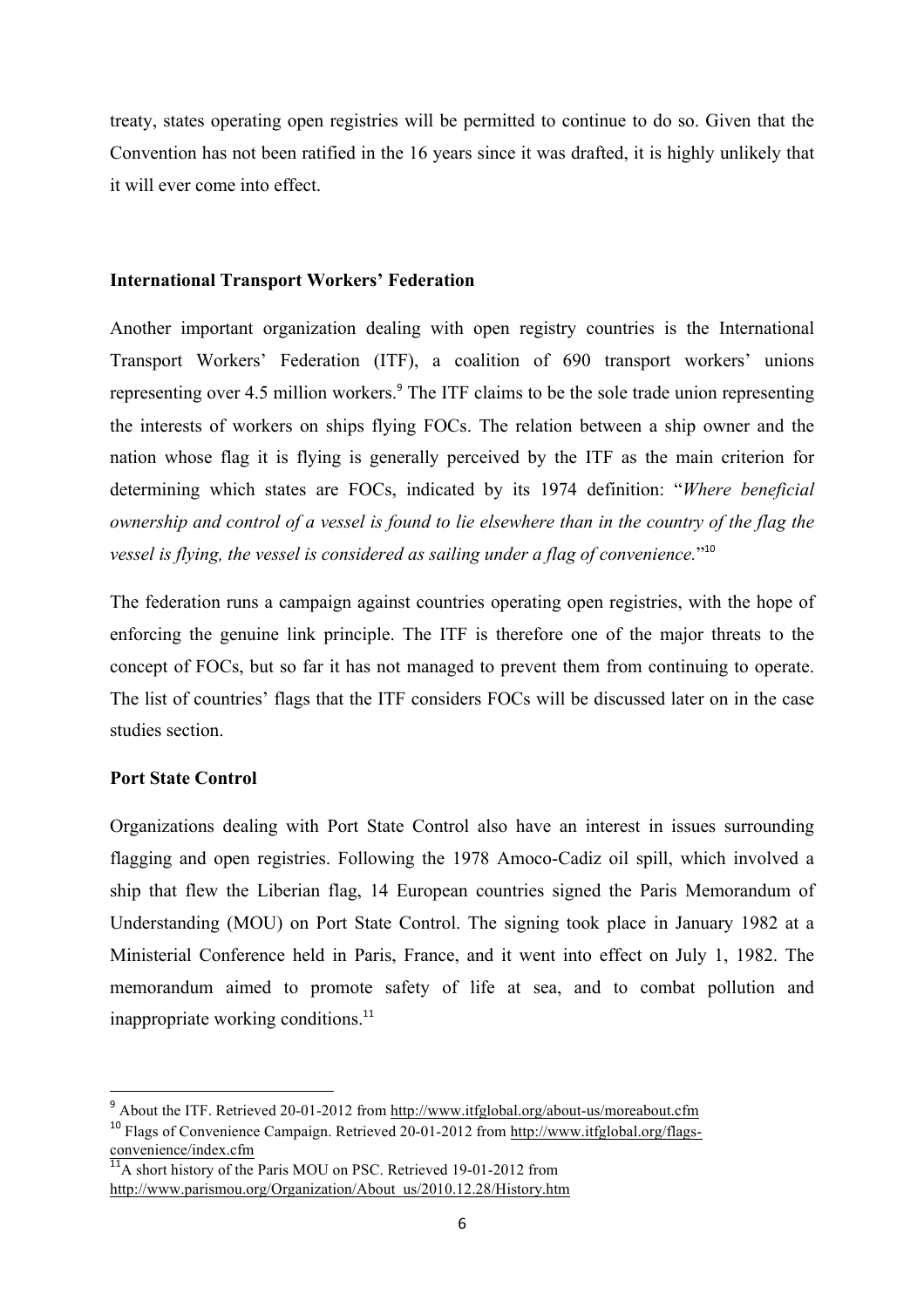treaty, states operating open registries will be permitted to continue to do so. Given that the Convention has not been ratified in the 16 years since it was drafted, it is highly unlikely that it will ever come into effect.

**International Transport Workers' Federation**

Another important organization dealing with open registry countries is the International Transport Workers' Federation (ITF), a coalition of 690 transport workers' unions representing over 4.5 million workers.[9] The ITF claims to be the sole trade union representing the interests of workers on ships flying FOCs. The relation between a ship owner and the nation whose flag it is flying is generally perceived by the ITF as the main criterion for determining which states are FOCs, indicated by its 1974 definition: "*Where beneficial ownership and control of a vessel is found to lie elsewhere than in the country of the flag the vessel is flying, the vessel is considered as sailing under a flag of convenience.*"[10]

The federation runs a campaign against countries operating open registries, with the hope of enforcing the genuine link principle. The ITF is therefore one of the major threats to the concept of FOCs, but so far it has not managed to prevent them from continuing to operate. The list of countries' flags that the ITF considers FOCs will be discussed later on in the case studies section.

**Port State Control**

Organizations dealing with Port State Control also have an interest in issues surrounding flagging and open registries. Following the 1978 Amoco-Cadiz oil spill, which involved a ship that flew the Liberian flag, 14 European countries signed the Paris Memorandum of Understanding (MOU) on Port State Control. The signing took place in January 1982 at a Ministerial Conference held in Paris, France, and it went into effect on July 1, 1982. The memorandum aimed to promote safety of life at sea, and to combat pollution and inappropriate working conditions.[11]

---

[9] About the ITF. Retrieved 20-01-2012 from http://www.itfglobal.org/about-us/moreabout.cfm

[10] Flags of Convenience Campaign. Retrieved 20-01-2012 from http://www.itfglobal.org/flags-convenience/index.cfm

[11] A short history of the Paris MOU on PSC. Retrieved 19-01-2012 from http://www.parismou.org/Organization/About_us/2010.12.28/History.htm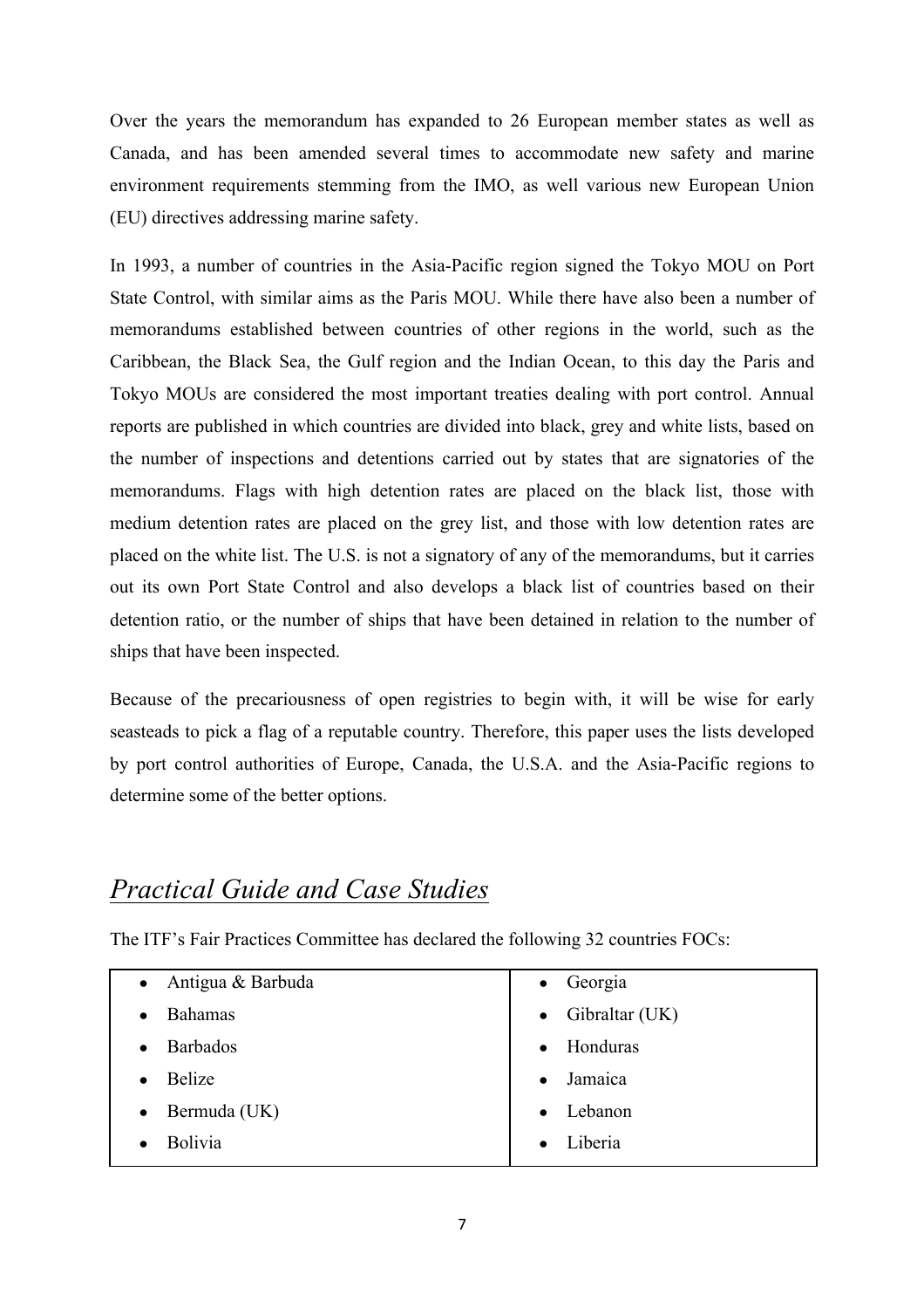Over the years the memorandum has expanded to 26 European member states as well as Canada, and has been amended several times to accommodate new safety and marine environment requirements stemming from the IMO, as well various new European Union (EU) directives addressing marine safety.

In 1993, a number of countries in the Asia-Pacific region signed the Tokyo MOU on Port State Control, with similar aims as the Paris MOU. While there have also been a number of memorandums established between countries of other regions in the world, such as the Caribbean, the Black Sea, the Gulf region and the Indian Ocean, to this day the Paris and Tokyo MOUs are considered the most important treaties dealing with port control. Annual reports are published in which countries are divided into black, grey and white lists, based on the number of inspections and detentions carried out by states that are signatories of the memorandums. Flags with high detention rates are placed on the black list, those with medium detention rates are placed on the grey list, and those with low detention rates are placed on the white list. The U.S. is not a signatory of any of the memorandums, but it carries out its own Port State Control and also develops a black list of countries based on their detention ratio, or the number of ships that have been detained in relation to the number of ships that have been inspected.

Because of the precariousness of open registries to begin with, it will be wise for early seasteads to pick a flag of a reputable country. Therefore, this paper uses the lists developed by port control authorities of Europe, Canada, the U.S.A. and the Asia-Pacific regions to determine some of the better options.

## *Practical Guide and Case Studies*

The ITF's Fair Practices Committee has declared the following 32 countries FOCs:

| | |
|---|---|
| • Antigua & Barbuda | • Georgia |
| • Bahamas | • Gibraltar (UK) |
| • Barbados | • Honduras |
| • Belize | • Jamaica |
| • Bermuda (UK) | • Lebanon |
| • Bolivia | • Liberia |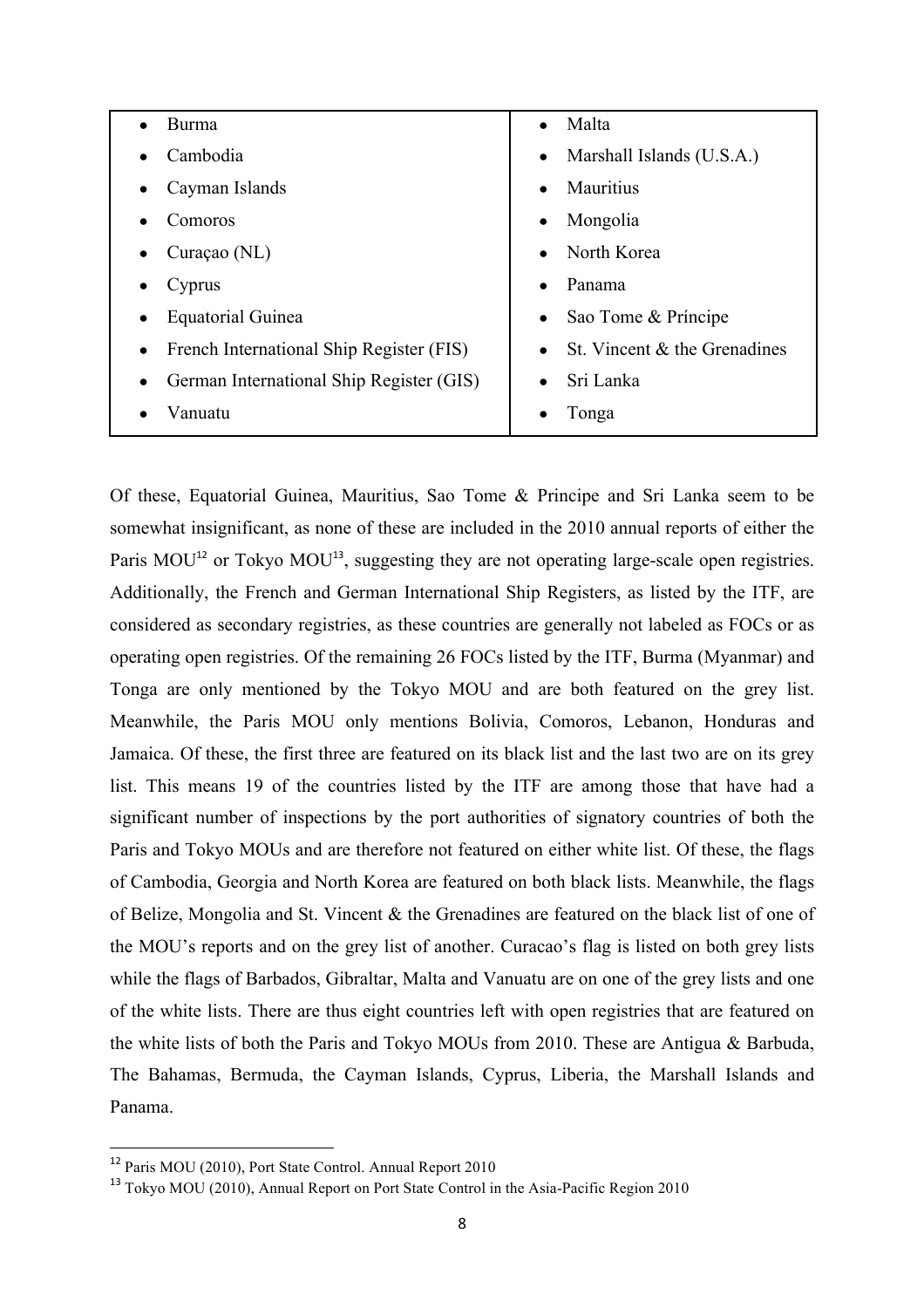| | |
|---|---|
| • Burma | • Malta |
| • Cambodia | • Marshall Islands (U.S.A.) |
| • Cayman Islands | • Mauritius |
| • Comoros | • Mongolia |
| • Curaçao (NL) | • North Korea |
| • Cyprus | • Panama |
| • Equatorial Guinea | • Sao Tome & Príncipe |
| • French International Ship Register (FIS) | • St. Vincent & the Grenadines |
| • German International Ship Register (GIS) | • Sri Lanka |
| • Vanuatu | • Tonga |

Of these, Equatorial Guinea, Mauritius, Sao Tome & Principe and Sri Lanka seem to be somewhat insignificant, as none of these are included in the 2010 annual reports of either the Paris MOU[12] or Tokyo MOU[13], suggesting they are not operating large-scale open registries. Additionally, the French and German International Ship Registers, as listed by the ITF, are considered as secondary registries, as these countries are generally not labeled as FOCs or as operating open registries. Of the remaining 26 FOCs listed by the ITF, Burma (Myanmar) and Tonga are only mentioned by the Tokyo MOU and are both featured on the grey list. Meanwhile, the Paris MOU only mentions Bolivia, Comoros, Lebanon, Honduras and Jamaica. Of these, the first three are featured on its black list and the last two are on its grey list. This means 19 of the countries listed by the ITF are among those that have had a significant number of inspections by the port authorities of signatory countries of both the Paris and Tokyo MOUs and are therefore not featured on either white list. Of these, the flags of Cambodia, Georgia and North Korea are featured on both black lists. Meanwhile, the flags of Belize, Mongolia and St. Vincent & the Grenadines are featured on the black list of one of the MOU's reports and on the grey list of another. Curacao's flag is listed on both grey lists while the flags of Barbados, Gibraltar, Malta and Vanuatu are on one of the grey lists and one of the white lists. There are thus eight countries left with open registries that are featured on the white lists of both the Paris and Tokyo MOUs from 2010. These are Antigua & Barbuda, The Bahamas, Bermuda, the Cayman Islands, Cyprus, Liberia, the Marshall Islands and Panama.

[12] Paris MOU (2010), Port State Control. Annual Report 2010

[13] Tokyo MOU (2010), Annual Report on Port State Control in the Asia-Pacific Region 2010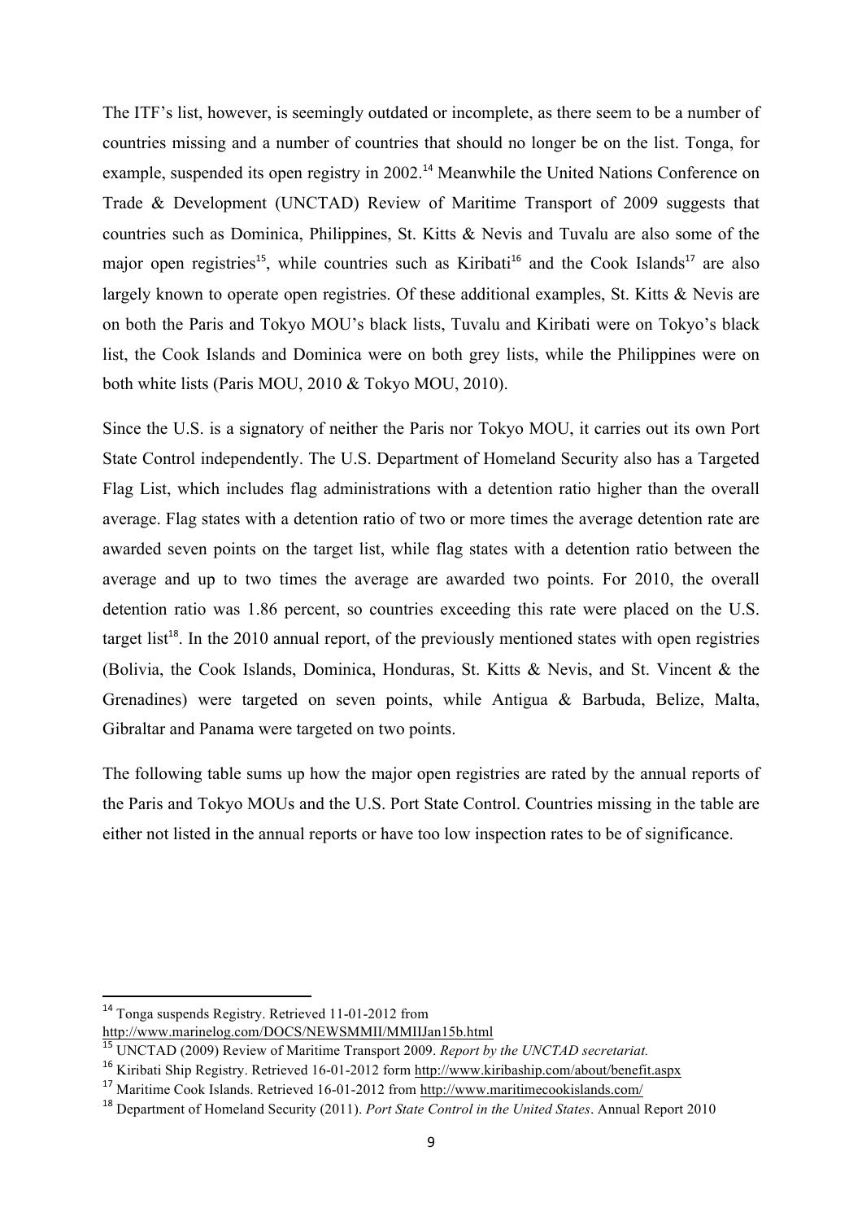The ITF's list, however, is seemingly outdated or incomplete, as there seem to be a number of countries missing and a number of countries that should no longer be on the list. Tonga, for example, suspended its open registry in 2002.[14] Meanwhile the United Nations Conference on Trade & Development (UNCTAD) Review of Maritime Transport of 2009 suggests that countries such as Dominica, Philippines, St. Kitts & Nevis and Tuvalu are also some of the major open registries[15], while countries such as Kiribati[16] and the Cook Islands[17] are also largely known to operate open registries. Of these additional examples, St. Kitts & Nevis are on both the Paris and Tokyo MOU's black lists, Tuvalu and Kiribati were on Tokyo's black list, the Cook Islands and Dominica were on both grey lists, while the Philippines were on both white lists (Paris MOU, 2010 & Tokyo MOU, 2010).

Since the U.S. is a signatory of neither the Paris nor Tokyo MOU, it carries out its own Port State Control independently. The U.S. Department of Homeland Security also has a Targeted Flag List, which includes flag administrations with a detention ratio higher than the overall average. Flag states with a detention ratio of two or more times the average detention rate are awarded seven points on the target list, while flag states with a detention ratio between the average and up to two times the average are awarded two points. For 2010, the overall detention ratio was 1.86 percent, so countries exceeding this rate were placed on the U.S. target list[18]. In the 2010 annual report, of the previously mentioned states with open registries (Bolivia, the Cook Islands, Dominica, Honduras, St. Kitts & Nevis, and St. Vincent & the Grenadines) were targeted on seven points, while Antigua & Barbuda, Belize, Malta, Gibraltar and Panama were targeted on two points.

The following table sums up how the major open registries are rated by the annual reports of the Paris and Tokyo MOUs and the U.S. Port State Control. Countries missing in the table are either not listed in the annual reports or have too low inspection rates to be of significance.

---

[14] Tonga suspends Registry. Retrieved 11-01-2012 from http://www.marinelog.com/DOCS/NEWSMMII/MMIIJan15b.html

[15] UNCTAD (2009) Review of Maritime Transport 2009. *Report by the UNCTAD secretariat.*

[16] Kiribati Ship Registry. Retrieved 16-01-2012 form http://www.kiribaship.com/about/benefit.aspx

[17] Maritime Cook Islands. Retrieved 16-01-2012 from http://www.maritimecookislands.com/

[18] Department of Homeland Security (2011). *Port State Control in the United States*. Annual Report 2010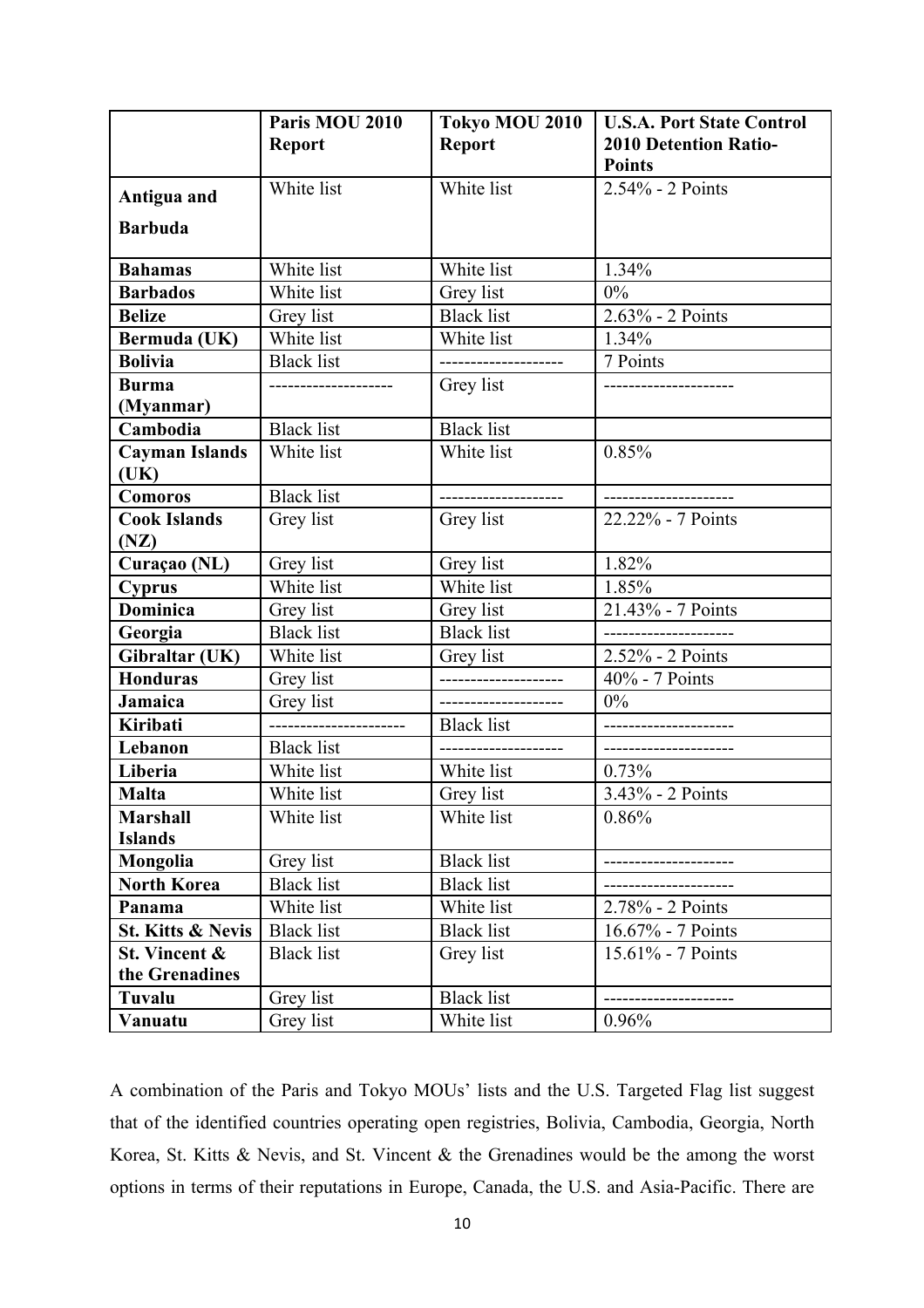| | Paris MOU 2010 Report | Tokyo MOU 2010 Report | U.S.A. Port State Control 2010 Detention Ratio-Points |
|---|---|---|---|
| **Antigua and Barbuda** | White list | White list | 2.54% - 2 Points |
| **Bahamas** | White list | White list | 1.34% |
| **Barbados** | White list | Grey list | 0% |
| **Belize** | Grey list | Black list | 2.63% - 2 Points |
| **Bermuda (UK)** | White list | White list | 1.34% |
| **Bolivia** | Black list | -------------------- | 7 Points |
| **Burma (Myanmar)** | -------------------- | Grey list | -------------------- |
| **Cambodia** | Black list | Black list | |
| **Cayman Islands (UK)** | White list | White list | 0.85% |
| **Comoros** | Black list | -------------------- | -------------------- |
| **Cook Islands (NZ)** | Grey list | Grey list | 22.22% - 7 Points |
| **Curaçao (NL)** | Grey list | Grey list | 1.82% |
| **Cyprus** | White list | White list | 1.85% |
| **Dominica** | Grey list | Grey list | 21.43% - 7 Points |
| **Georgia** | Black list | Black list | -------------------- |
| **Gibraltar (UK)** | White list | Grey list | 2.52% - 2 Points |
| **Honduras** | Grey list | -------------------- | 40% - 7 Points |
| **Jamaica** | Grey list | -------------------- | 0% |
| **Kiribati** | -------------------- | Black list | -------------------- |
| **Lebanon** | Black list | -------------------- | -------------------- |
| **Liberia** | White list | White list | 0.73% |
| **Malta** | White list | Grey list | 3.43% - 2 Points |
| **Marshall Islands** | White list | White list | 0.86% |
| **Mongolia** | Grey list | Black list | -------------------- |
| **North Korea** | Black list | Black list | -------------------- |
| **Panama** | White list | White list | 2.78% - 2 Points |
| **St. Kitts & Nevis** | Black list | Black list | 16.67% - 7 Points |
| **St. Vincent & the Grenadines** | Black list | Grey list | 15.61% - 7 Points |
| **Tuvalu** | Grey list | Black list | -------------------- |
| **Vanuatu** | Grey list | White list | 0.96% |

A combination of the Paris and Tokyo MOUs' lists and the U.S. Targeted Flag list suggest that of the identified countries operating open registries, Bolivia, Cambodia, Georgia, North Korea, St. Kitts & Nevis, and St. Vincent & the Grenadines would be the among the worst options in terms of their reputations in Europe, Canada, the U.S. and Asia-Pacific. There are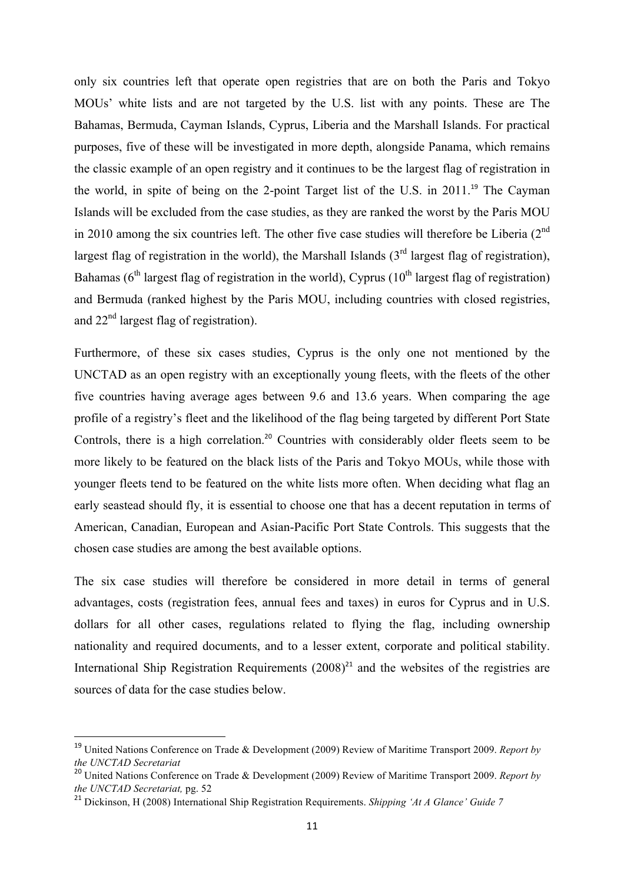only six countries left that operate open registries that are on both the Paris and Tokyo MOUs' white lists and are not targeted by the U.S. list with any points. These are The Bahamas, Bermuda, Cayman Islands, Cyprus, Liberia and the Marshall Islands. For practical purposes, five of these will be investigated in more depth, alongside Panama, which remains the classic example of an open registry and it continues to be the largest flag of registration in the world, in spite of being on the 2-point Target list of the U.S. in 2011.[19] The Cayman Islands will be excluded from the case studies, as they are ranked the worst by the Paris MOU in 2010 among the six countries left. The other five case studies will therefore be Liberia (2nd largest flag of registration in the world), the Marshall Islands (3rd largest flag of registration), Bahamas (6th largest flag of registration in the world), Cyprus (10th largest flag of registration) and Bermuda (ranked highest by the Paris MOU, including countries with closed registries, and 22nd largest flag of registration).

Furthermore, of these six cases studies, Cyprus is the only one not mentioned by the UNCTAD as an open registry with an exceptionally young fleets, with the fleets of the other five countries having average ages between 9.6 and 13.6 years. When comparing the age profile of a registry's fleet and the likelihood of the flag being targeted by different Port State Controls, there is a high correlation.[20] Countries with considerably older fleets seem to be more likely to be featured on the black lists of the Paris and Tokyo MOUs, while those with younger fleets tend to be featured on the white lists more often. When deciding what flag an early seastead should fly, it is essential to choose one that has a decent reputation in terms of American, Canadian, European and Asian-Pacific Port State Controls. This suggests that the chosen case studies are among the best available options.

The six case studies will therefore be considered in more detail in terms of general advantages, costs (registration fees, annual fees and taxes) in euros for Cyprus and in U.S. dollars for all other cases, regulations related to flying the flag, including ownership nationality and required documents, and to a lesser extent, corporate and political stability. International Ship Registration Requirements (2008)[21] and the websites of the registries are sources of data for the case studies below.

---

[19] United Nations Conference on Trade & Development (2009) Review of Maritime Transport 2009. *Report by the UNCTAD Secretariat*

[20] United Nations Conference on Trade & Development (2009) Review of Maritime Transport 2009. *Report by the UNCTAD Secretariat,* pg. 52

[21] Dickinson, H (2008) International Ship Registration Requirements. *Shipping 'At A Glance' Guide 7*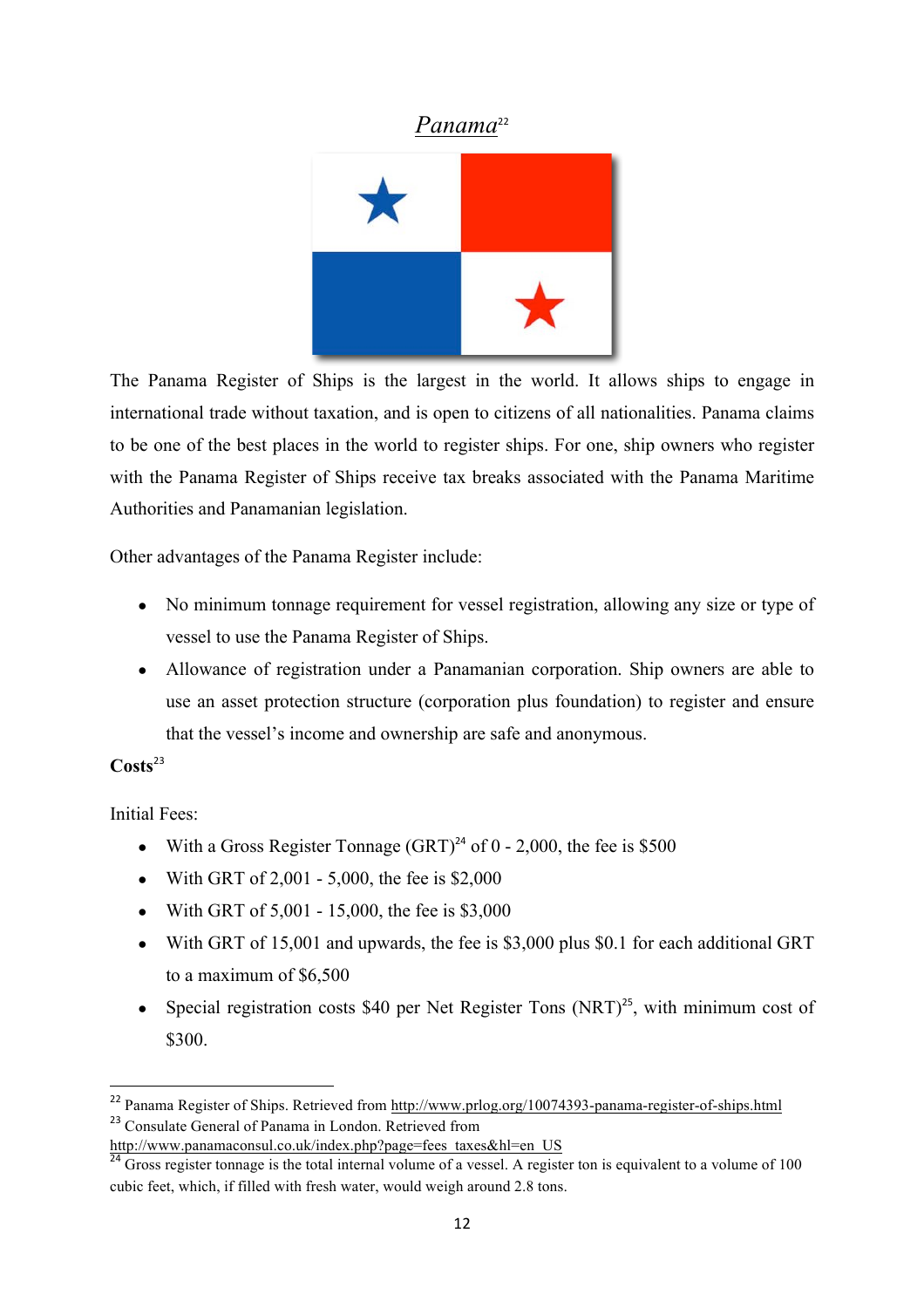## *Panama*[22]

The Panama Register of Ships is the largest in the world. It allows ships to engage in international trade without taxation, and is open to citizens of all nationalities. Panama claims to be one of the best places in the world to register ships. For one, ship owners who register with the Panama Register of Ships receive tax breaks associated with the Panama Maritime Authorities and Panamanian legislation.

Other advantages of the Panama Register include:

- No minimum tonnage requirement for vessel registration, allowing any size or type of vessel to use the Panama Register of Ships.
- Allowance of registration under a Panamanian corporation. Ship owners are able to use an asset protection structure (corporation plus foundation) to register and ensure that the vessel's income and ownership are safe and anonymous.

**Costs**[23]

Initial Fees:

- With a Gross Register Tonnage (GRT)[24] of 0 - 2,000, the fee is $500
- With GRT of 2,001 - 5,000, the fee is $2,000
- With GRT of 5,001 - 15,000, the fee is $3,000
- With GRT of 15,001 and upwards, the fee is $3,000 plus $0.1 for each additional GRT to a maximum of $6,500
- Special registration costs $40 per Net Register Tons (NRT)[25], with minimum cost of $300.

---

[22] Panama Register of Ships. Retrieved from http://www.prlog.org/10074393-panama-register-of-ships.html

[23] Consulate General of Panama in London. Retrieved from http://www.panamaconsul.co.uk/index.php?page=fees_taxes&hl=en_US

[24] Gross register tonnage is the total internal volume of a vessel. A register ton is equivalent to a volume of 100 cubic feet, which, if filled with fresh water, would weigh around 2.8 tons.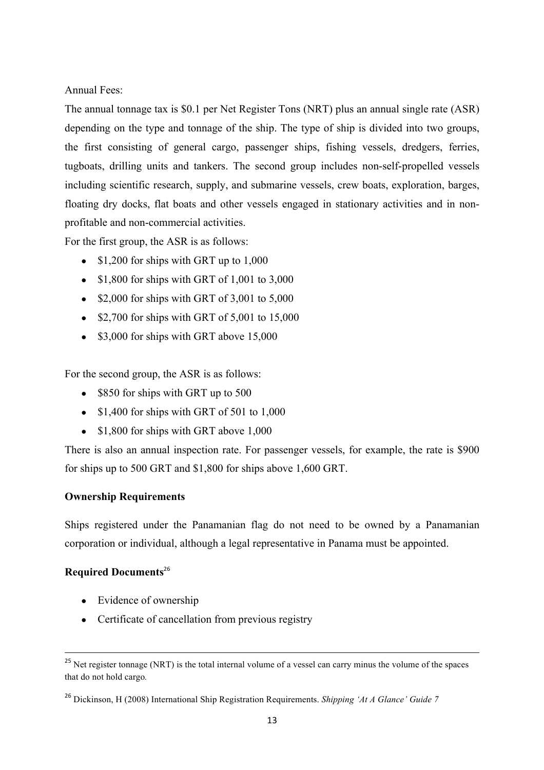Annual Fees:

The annual tonnage tax is \$0.1 per Net Register Tons (NRT) plus an annual single rate (ASR) depending on the type and tonnage of the ship. The type of ship is divided into two groups, the first consisting of general cargo, passenger ships, fishing vessels, dredgers, ferries, tugboats, drilling units and tankers. The second group includes non-self-propelled vessels including scientific research, supply, and submarine vessels, crew boats, exploration, barges, floating dry docks, flat boats and other vessels engaged in stationary activities and in non-profitable and non-commercial activities.

For the first group, the ASR is as follows:

- \$1,200 for ships with GRT up to 1,000
- \$1,800 for ships with GRT of 1,001 to 3,000
- \$2,000 for ships with GRT of 3,001 to 5,000
- \$2,700 for ships with GRT of 5,001 to 15,000
- \$3,000 for ships with GRT above 15,000

For the second group, the ASR is as follows:

- \$850 for ships with GRT up to 500
- \$1,400 for ships with GRT of 501 to 1,000
- \$1,800 for ships with GRT above 1,000

There is also an annual inspection rate. For passenger vessels, for example, the rate is \$900 for ships up to 500 GRT and \$1,800 for ships above 1,600 GRT.

**Ownership Requirements**

Ships registered under the Panamanian flag do not need to be owned by a Panamanian corporation or individual, although a legal representative in Panama must be appointed.

**Required Documents**[26]

- Evidence of ownership
- Certificate of cancellation from previous registry

---

[25] Net register tonnage (NRT) is the total internal volume of a vessel can carry minus the volume of the spaces that do not hold cargo.

[26] Dickinson, H (2008) International Ship Registration Requirements. *Shipping 'At A Glance' Guide 7*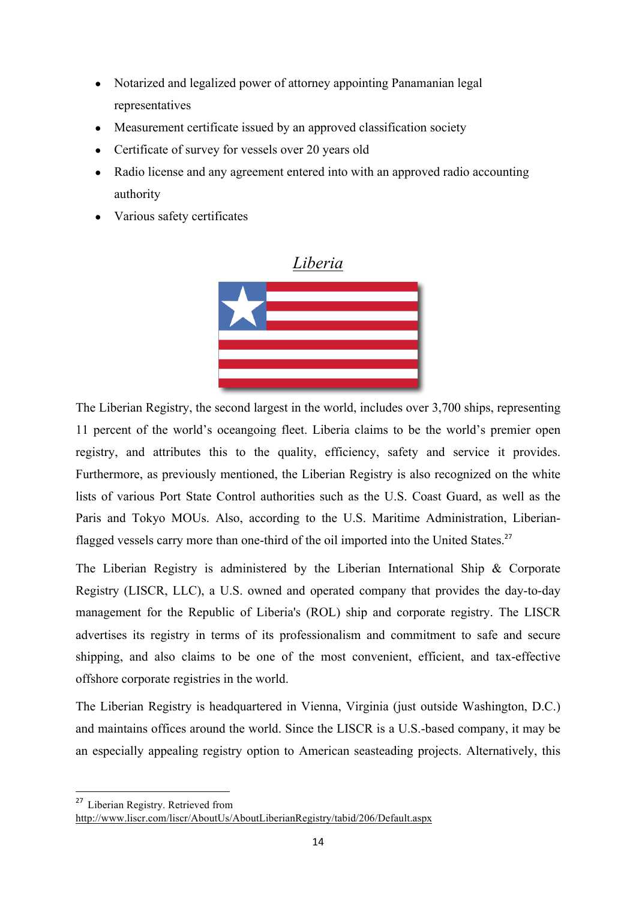- Notarized and legalized power of attorney appointing Panamanian legal representatives
- Measurement certificate issued by an approved classification society
- Certificate of survey for vessels over 20 years old
- Radio license and any agreement entered into with an approved radio accounting authority
- Various safety certificates

## *Liberia*

The Liberian Registry, the second largest in the world, includes over 3,700 ships, representing 11 percent of the world's oceangoing fleet. Liberia claims to be the world's premier open registry, and attributes this to the quality, efficiency, safety and service it provides. Furthermore, as previously mentioned, the Liberian Registry is also recognized on the white lists of various Port State Control authorities such as the U.S. Coast Guard, as well as the Paris and Tokyo MOUs. Also, according to the U.S. Maritime Administration, Liberian-flagged vessels carry more than one-third of the oil imported into the United States.[27]

The Liberian Registry is administered by the Liberian International Ship & Corporate Registry (LISCR, LLC), a U.S. owned and operated company that provides the day-to-day management for the Republic of Liberia's (ROL) ship and corporate registry. The LISCR advertises its registry in terms of its professionalism and commitment to safe and secure shipping, and also claims to be one of the most convenient, efficient, and tax-effective offshore corporate registries in the world.

The Liberian Registry is headquartered in Vienna, Virginia (just outside Washington, D.C.) and maintains offices around the world. Since the LISCR is a U.S.-based company, it may be an especially appealing registry option to American seasteading projects. Alternatively, this

---

[27] Liberian Registry. Retrieved from http://www.liscr.com/liscr/AboutUs/AboutLiberianRegistry/tabid/206/Default.aspx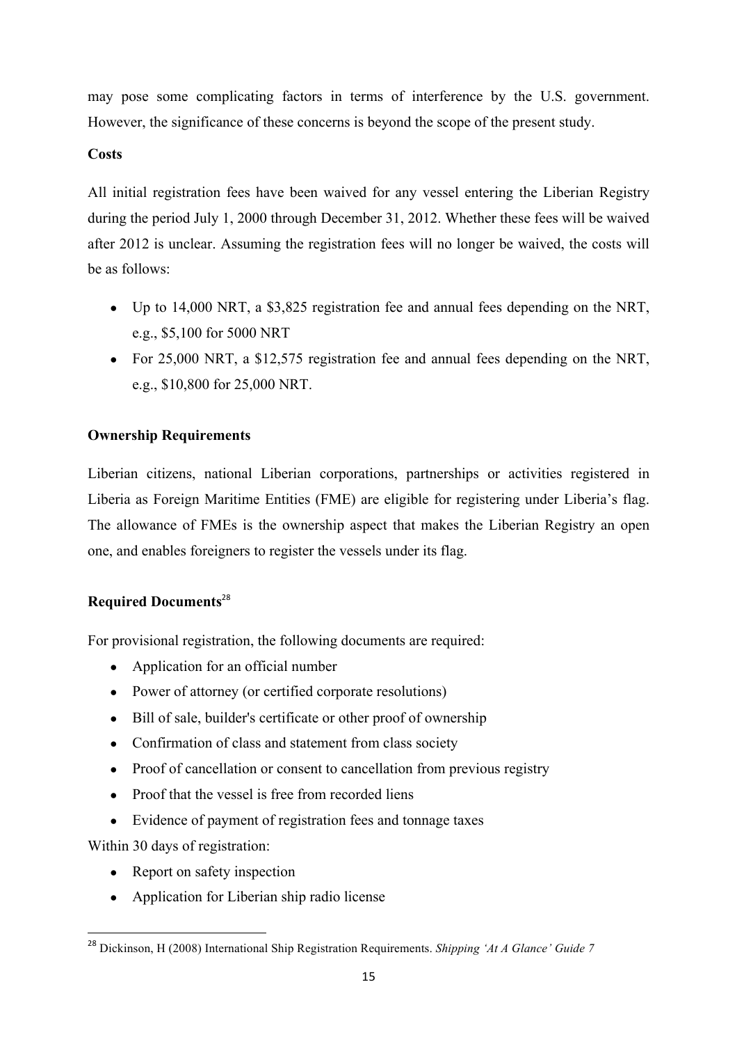may pose some complicating factors in terms of interference by the U.S. government. However, the significance of these concerns is beyond the scope of the present study.

**Costs**

All initial registration fees have been waived for any vessel entering the Liberian Registry during the period July 1, 2000 through December 31, 2012. Whether these fees will be waived after 2012 is unclear. Assuming the registration fees will no longer be waived, the costs will be as follows:

- Up to 14,000 NRT, a $3,825 registration fee and annual fees depending on the NRT, e.g., $5,100 for 5000 NRT
- For 25,000 NRT, a $12,575 registration fee and annual fees depending on the NRT, e.g., $10,800 for 25,000 NRT.

**Ownership Requirements**

Liberian citizens, national Liberian corporations, partnerships or activities registered in Liberia as Foreign Maritime Entities (FME) are eligible for registering under Liberia's flag. The allowance of FMEs is the ownership aspect that makes the Liberian Registry an open one, and enables foreigners to register the vessels under its flag.

**Required Documents**[28]

For provisional registration, the following documents are required:

- Application for an official number
- Power of attorney (or certified corporate resolutions)
- Bill of sale, builder's certificate or other proof of ownership
- Confirmation of class and statement from class society
- Proof of cancellation or consent to cancellation from previous registry
- Proof that the vessel is free from recorded liens
- Evidence of payment of registration fees and tonnage taxes

Within 30 days of registration:

- Report on safety inspection
- Application for Liberian ship radio license

[28] Dickinson, H (2008) International Ship Registration Requirements. *Shipping 'At A Glance' Guide 7*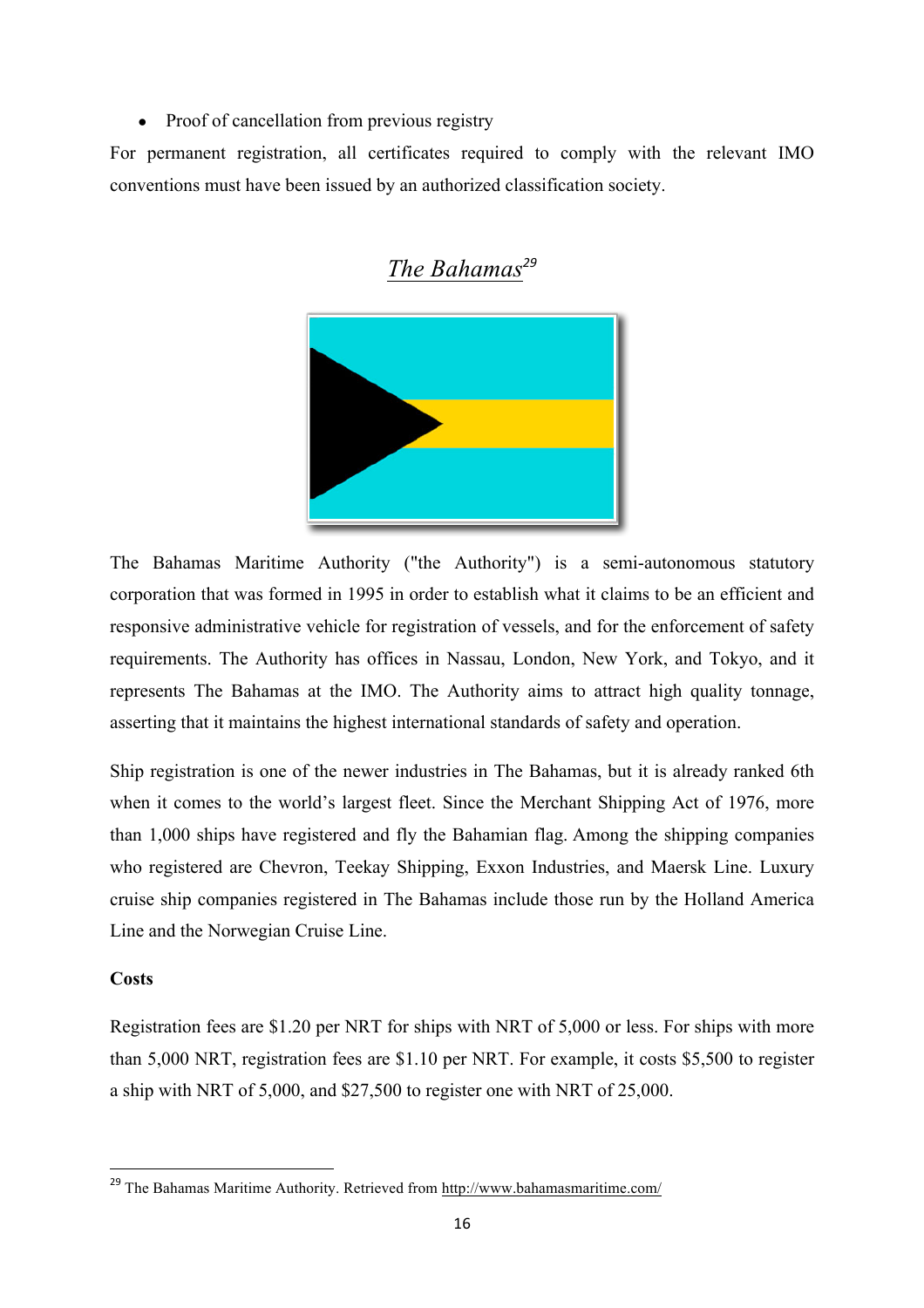- Proof of cancellation from previous registry

For permanent registration, all certificates required to comply with the relevant IMO conventions must have been issued by an authorized classification society.

## *The Bahamas*[29]

The Bahamas Maritime Authority ("the Authority") is a semi-autonomous statutory corporation that was formed in 1995 in order to establish what it claims to be an efficient and responsive administrative vehicle for registration of vessels, and for the enforcement of safety requirements. The Authority has offices in Nassau, London, New York, and Tokyo, and it represents The Bahamas at the IMO. The Authority aims to attract high quality tonnage, asserting that it maintains the highest international standards of safety and operation.

Ship registration is one of the newer industries in The Bahamas, but it is already ranked 6th when it comes to the world's largest fleet. Since the Merchant Shipping Act of 1976, more than 1,000 ships have registered and fly the Bahamian flag. Among the shipping companies who registered are Chevron, Teekay Shipping, Exxon Industries, and Maersk Line. Luxury cruise ship companies registered in The Bahamas include those run by the Holland America Line and the Norwegian Cruise Line.

**Costs**

Registration fees are $1.20 per NRT for ships with NRT of 5,000 or less. For ships with more than 5,000 NRT, registration fees are $1.10 per NRT. For example, it costs $5,500 to register a ship with NRT of 5,000, and $27,500 to register one with NRT of 25,000.

---

[29] The Bahamas Maritime Authority. Retrieved from http://www.bahamasmaritime.com/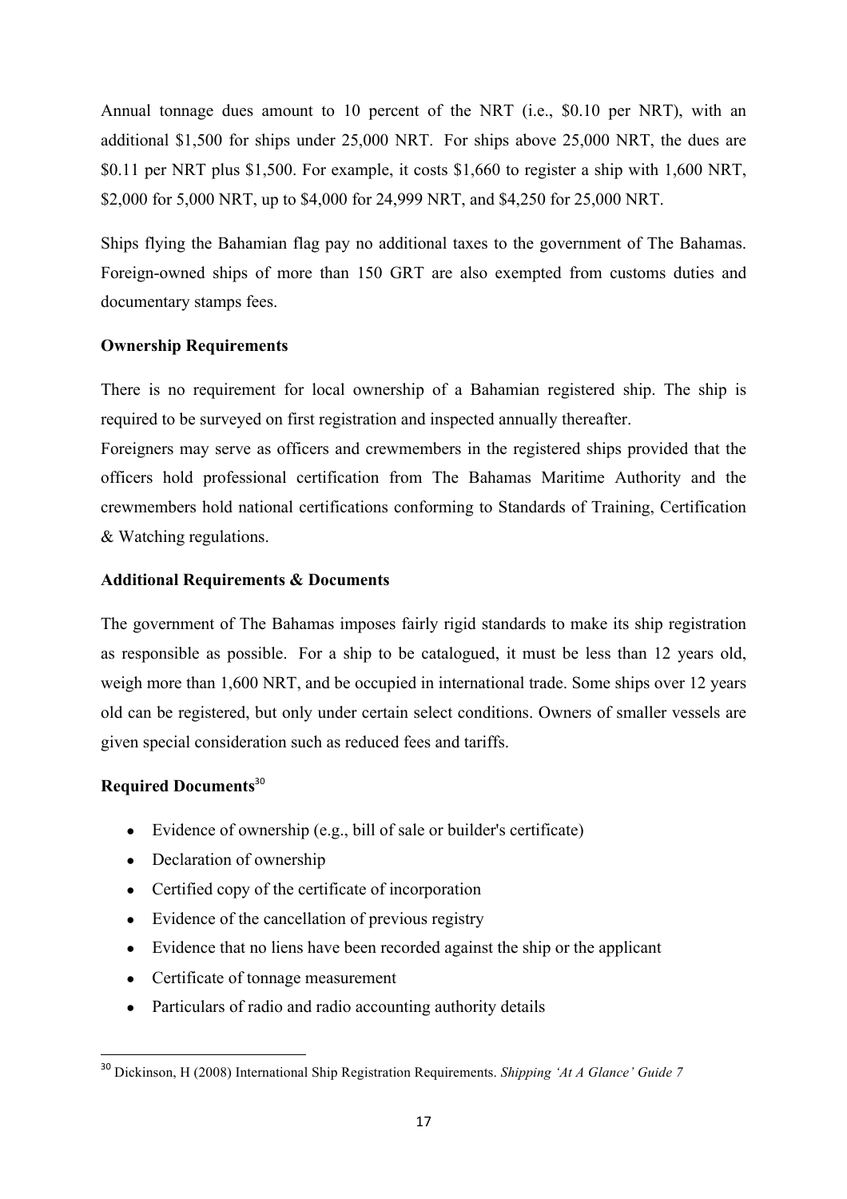Annual tonnage dues amount to 10 percent of the NRT (i.e., $0.10 per NRT), with an additional $1,500 for ships under 25,000 NRT. For ships above 25,000 NRT, the dues are $0.11 per NRT plus $1,500. For example, it costs $1,660 to register a ship with 1,600 NRT, $2,000 for 5,000 NRT, up to $4,000 for 24,999 NRT, and $4,250 for 25,000 NRT.

Ships flying the Bahamian flag pay no additional taxes to the government of The Bahamas. Foreign-owned ships of more than 150 GRT are also exempted from customs duties and documentary stamps fees.

**Ownership Requirements**

There is no requirement for local ownership of a Bahamian registered ship. The ship is required to be surveyed on first registration and inspected annually thereafter.

Foreigners may serve as officers and crewmembers in the registered ships provided that the officers hold professional certification from The Bahamas Maritime Authority and the crewmembers hold national certifications conforming to Standards of Training, Certification & Watching regulations.

**Additional Requirements & Documents**

The government of The Bahamas imposes fairly rigid standards to make its ship registration as responsible as possible. For a ship to be catalogued, it must be less than 12 years old, weigh more than 1,600 NRT, and be occupied in international trade. Some ships over 12 years old can be registered, but only under certain select conditions. Owners of smaller vessels are given special consideration such as reduced fees and tariffs.

**Required Documents**[30]

- Evidence of ownership (e.g., bill of sale or builder's certificate)
- Declaration of ownership
- Certified copy of the certificate of incorporation
- Evidence of the cancellation of previous registry
- Evidence that no liens have been recorded against the ship or the applicant
- Certificate of tonnage measurement
- Particulars of radio and radio accounting authority details

[30] Dickinson, H (2008) International Ship Registration Requirements. *Shipping 'At A Glance' Guide 7*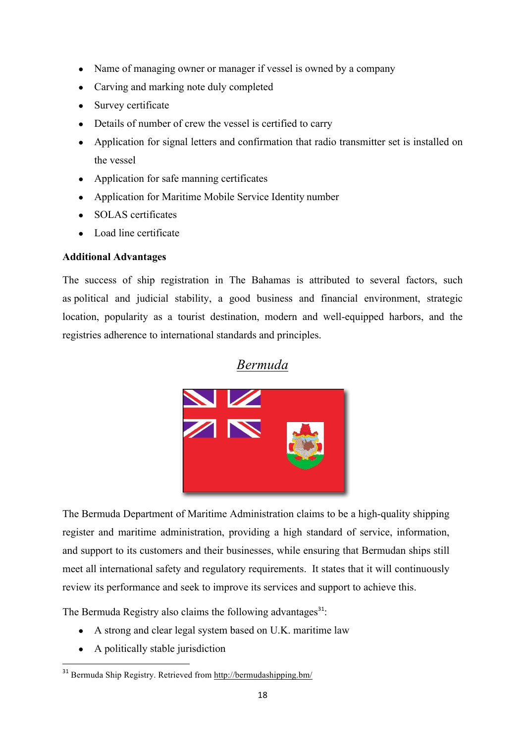- Name of managing owner or manager if vessel is owned by a company
- Carving and marking note duly completed
- Survey certificate
- Details of number of crew the vessel is certified to carry
- Application for signal letters and confirmation that radio transmitter set is installed on the vessel
- Application for safe manning certificates
- Application for Maritime Mobile Service Identity number
- SOLAS certificates
- Load line certificate

**Additional Advantages**

The success of ship registration in The Bahamas is attributed to several factors, such as political and judicial stability, a good business and financial environment, strategic location, popularity as a tourist destination, modern and well-equipped harbors, and the registries adherence to international standards and principles.

## *Bermuda*

The Bermuda Department of Maritime Administration claims to be a high-quality shipping register and maritime administration, providing a high standard of service, information, and support to its customers and their businesses, while ensuring that Bermudan ships still meet all international safety and regulatory requirements. It states that it will continuously review its performance and seek to improve its services and support to achieve this.

The Bermuda Registry also claims the following advantages[31]:

- A strong and clear legal system based on U.K. maritime law
- A politically stable jurisdiction

[31] Bermuda Ship Registry. Retrieved from http://bermudashipping.bm/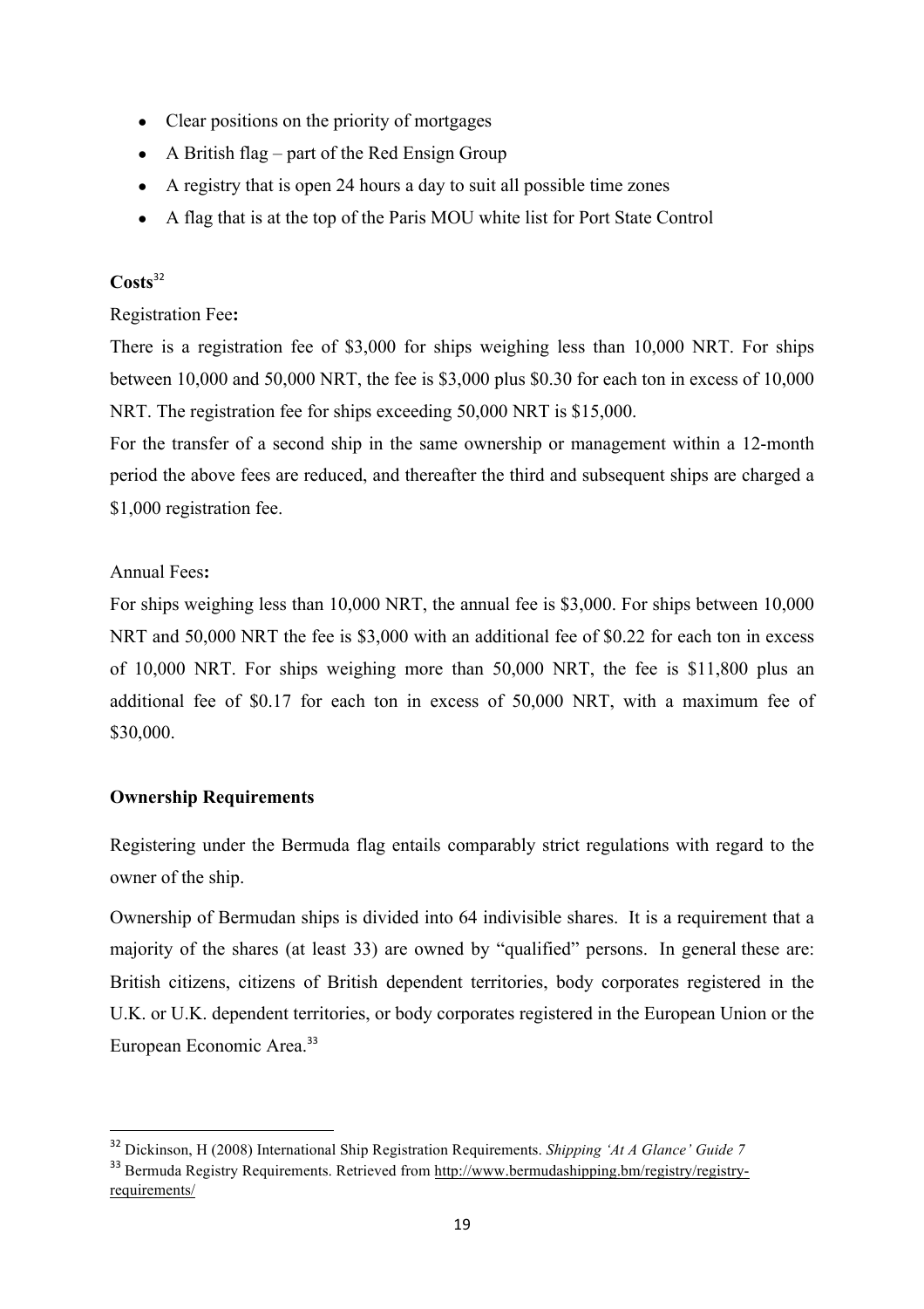- Clear positions on the priority of mortgages
- A British flag – part of the Red Ensign Group
- A registry that is open 24 hours a day to suit all possible time zones
- A flag that is at the top of the Paris MOU white list for Port State Control

**Costs**[32]

Registration Fee**:**

There is a registration fee of $3,000 for ships weighing less than 10,000 NRT. For ships between 10,000 and 50,000 NRT, the fee is $3,000 plus $0.30 for each ton in excess of 10,000 NRT. The registration fee for ships exceeding 50,000 NRT is $15,000.

For the transfer of a second ship in the same ownership or management within a 12-month period the above fees are reduced, and thereafter the third and subsequent ships are charged a $1,000 registration fee.

Annual Fees**:**

For ships weighing less than 10,000 NRT, the annual fee is $3,000. For ships between 10,000 NRT and 50,000 NRT the fee is $3,000 with an additional fee of $0.22 for each ton in excess of 10,000 NRT. For ships weighing more than 50,000 NRT, the fee is $11,800 plus an additional fee of $0.17 for each ton in excess of 50,000 NRT, with a maximum fee of $30,000.

**Ownership Requirements**

Registering under the Bermuda flag entails comparably strict regulations with regard to the owner of the ship.

Ownership of Bermudan ships is divided into 64 indivisible shares. It is a requirement that a majority of the shares (at least 33) are owned by "qualified" persons. In general these are: British citizens, citizens of British dependent territories, body corporates registered in the U.K. or U.K. dependent territories, or body corporates registered in the European Union or the European Economic Area.[33]

---

[32] Dickinson, H (2008) International Ship Registration Requirements. *Shipping 'At A Glance' Guide 7*

[33] Bermuda Registry Requirements. Retrieved from http://www.bermudashipping.bm/registry/registry-requirements/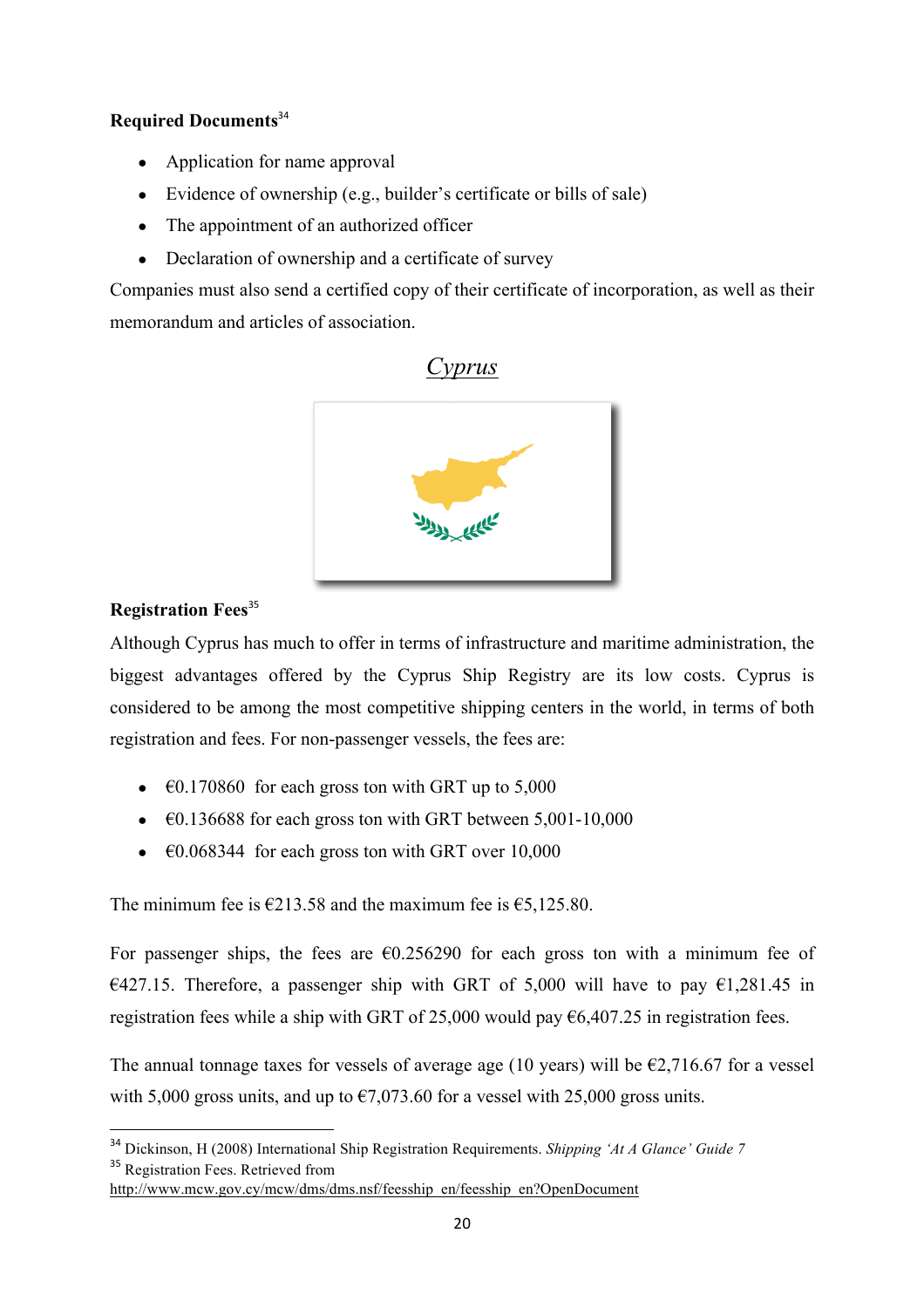**Required Documents**[34]

- Application for name approval
- Evidence of ownership (e.g., builder's certificate or bills of sale)
- The appointment of an authorized officer
- Declaration of ownership and a certificate of survey

Companies must also send a certified copy of their certificate of incorporation, as well as their memorandum and articles of association.

## *Cyprus*

**Registration Fees**[35]

Although Cyprus has much to offer in terms of infrastructure and maritime administration, the biggest advantages offered by the Cyprus Ship Registry are its low costs. Cyprus is considered to be among the most competitive shipping centers in the world, in terms of both registration and fees. For non-passenger vessels, the fees are:

- €0.170860 for each gross ton with GRT up to 5,000
- €0.136688 for each gross ton with GRT between 5,001-10,000
- €0.068344 for each gross ton with GRT over 10,000

The minimum fee is €213.58 and the maximum fee is €5,125.80.

For passenger ships, the fees are €0.256290 for each gross ton with a minimum fee of €427.15. Therefore, a passenger ship with GRT of 5,000 will have to pay €1,281.45 in registration fees while a ship with GRT of 25,000 would pay €6,407.25 in registration fees.

The annual tonnage taxes for vessels of average age (10 years) will be €2,716.67 for a vessel with 5,000 gross units, and up to €7,073.60 for a vessel with 25,000 gross units.

---

[34] Dickinson, H (2008) International Ship Registration Requirements. *Shipping 'At A Glance' Guide 7*

[35] Registration Fees. Retrieved from http://www.mcw.gov.cy/mcw/dms/dms.nsf/feesship_en/feesship_en?OpenDocument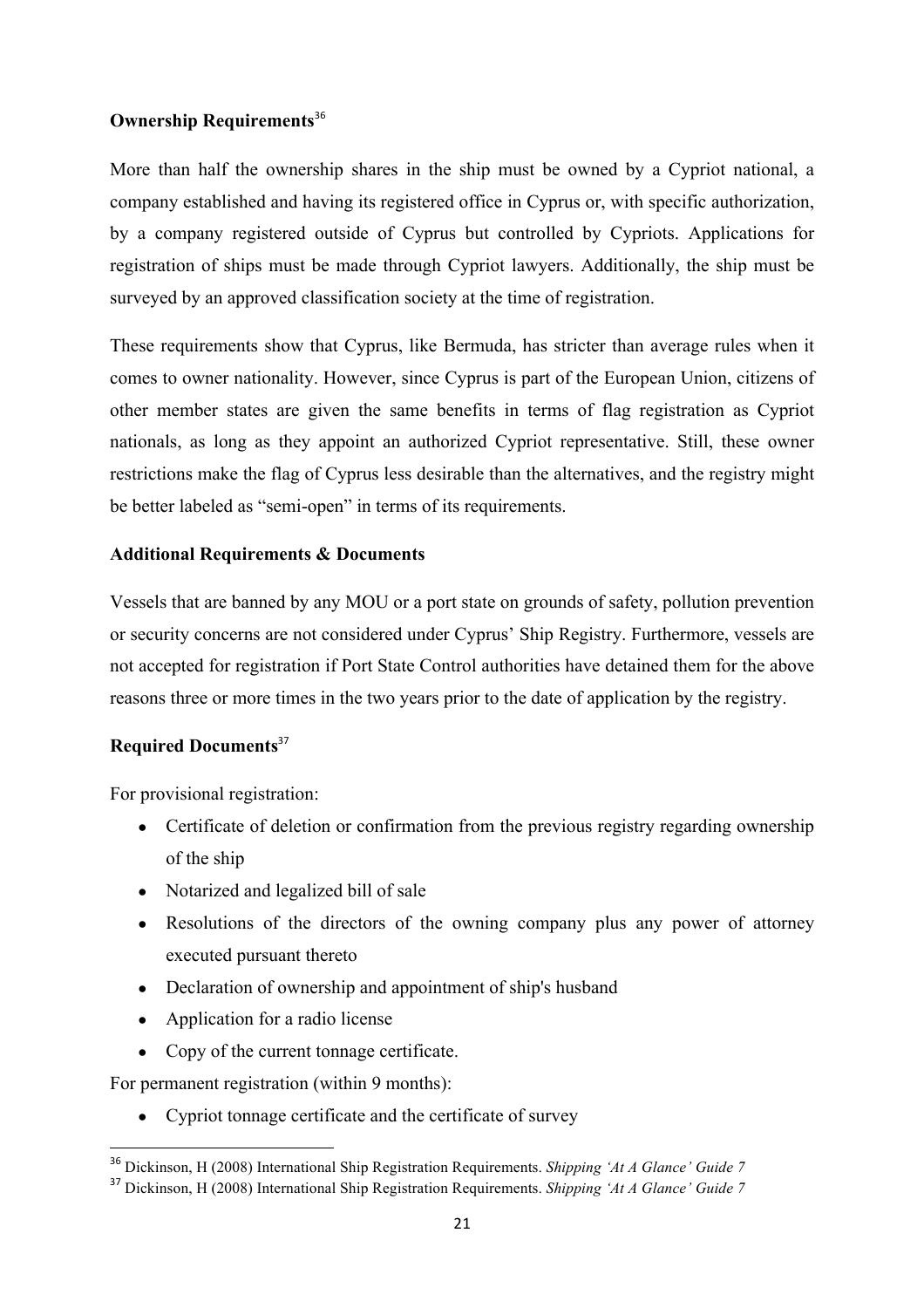**Ownership Requirements**[36]

More than half the ownership shares in the ship must be owned by a Cypriot national, a company established and having its registered office in Cyprus or, with specific authorization, by a company registered outside of Cyprus but controlled by Cypriots. Applications for registration of ships must be made through Cypriot lawyers. Additionally, the ship must be surveyed by an approved classification society at the time of registration.

These requirements show that Cyprus, like Bermuda, has stricter than average rules when it comes to owner nationality. However, since Cyprus is part of the European Union, citizens of other member states are given the same benefits in terms of flag registration as Cypriot nationals, as long as they appoint an authorized Cypriot representative. Still, these owner restrictions make the flag of Cyprus less desirable than the alternatives, and the registry might be better labeled as "semi-open" in terms of its requirements.

**Additional Requirements & Documents**

Vessels that are banned by any MOU or a port state on grounds of safety, pollution prevention or security concerns are not considered under Cyprus' Ship Registry. Furthermore, vessels are not accepted for registration if Port State Control authorities have detained them for the above reasons three or more times in the two years prior to the date of application by the registry.

**Required Documents**[37]

For provisional registration:

- Certificate of deletion or confirmation from the previous registry regarding ownership of the ship
- Notarized and legalized bill of sale
- Resolutions of the directors of the owning company plus any power of attorney executed pursuant thereto
- Declaration of ownership and appointment of ship's husband
- Application for a radio license
- Copy of the current tonnage certificate.

For permanent registration (within 9 months):

- Cypriot tonnage certificate and the certificate of survey

---

[36] Dickinson, H (2008) International Ship Registration Requirements. *Shipping 'At A Glance' Guide 7*

[37] Dickinson, H (2008) International Ship Registration Requirements. *Shipping 'At A Glance' Guide 7*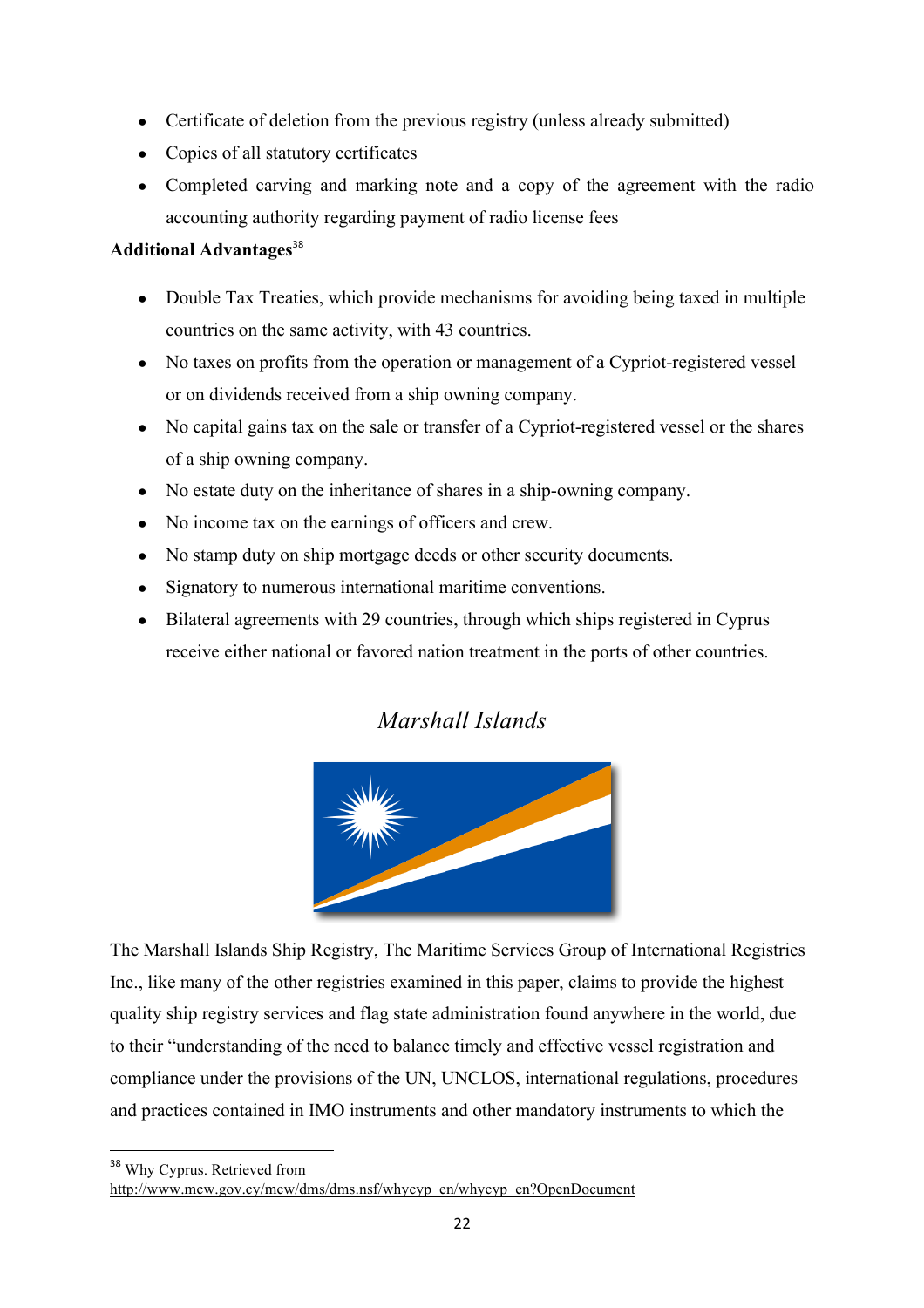- Certificate of deletion from the previous registry (unless already submitted)
- Copies of all statutory certificates
- Completed carving and marking note and a copy of the agreement with the radio accounting authority regarding payment of radio license fees

**Additional Advantages**[38]

- Double Tax Treaties, which provide mechanisms for avoiding being taxed in multiple countries on the same activity, with 43 countries.
- No taxes on profits from the operation or management of a Cypriot-registered vessel or on dividends received from a ship owning company.
- No capital gains tax on the sale or transfer of a Cypriot-registered vessel or the shares of a ship owning company.
- No estate duty on the inheritance of shares in a ship-owning company.
- No income tax on the earnings of officers and crew.
- No stamp duty on ship mortgage deeds or other security documents.
- Signatory to numerous international maritime conventions.
- Bilateral agreements with 29 countries, through which ships registered in Cyprus receive either national or favored nation treatment in the ports of other countries.

## *Marshall Islands*

The Marshall Islands Ship Registry, The Maritime Services Group of International Registries Inc., like many of the other registries examined in this paper, claims to provide the highest quality ship registry services and flag state administration found anywhere in the world, due to their "understanding of the need to balance timely and effective vessel registration and compliance under the provisions of the UN, UNCLOS, international regulations, procedures and practices contained in IMO instruments and other mandatory instruments to which the

---

[38] Why Cyprus. Retrieved from http://www.mcw.gov.cy/mcw/dms/dms.nsf/whycyp_en/whycyp_en?OpenDocument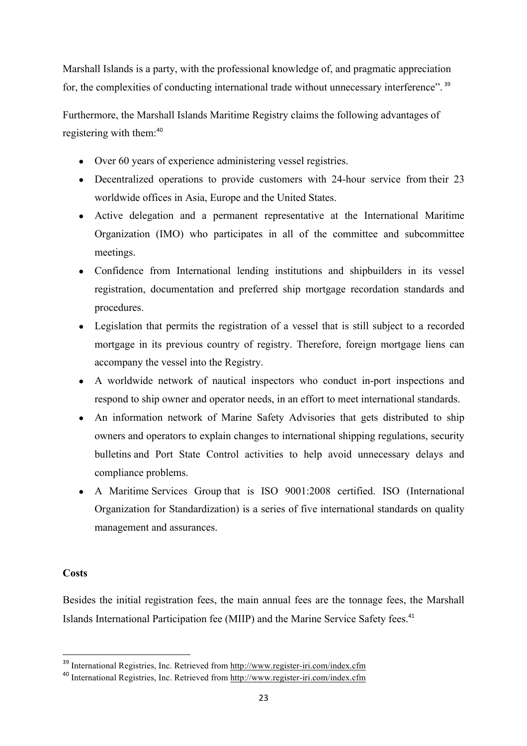Marshall Islands is a party, with the professional knowledge of, and pragmatic appreciation for, the complexities of conducting international trade without unnecessary interference". [39]

Furthermore, the Marshall Islands Maritime Registry claims the following advantages of registering with them:[40]

- Over 60 years of experience administering vessel registries.
- Decentralized operations to provide customers with 24-hour service from their 23 worldwide offices in Asia, Europe and the United States.
- Active delegation and a permanent representative at the International Maritime Organization (IMO) who participates in all of the committee and subcommittee meetings.
- Confidence from International lending institutions and shipbuilders in its vessel registration, documentation and preferred ship mortgage recordation standards and procedures.
- Legislation that permits the registration of a vessel that is still subject to a recorded mortgage in its previous country of registry. Therefore, foreign mortgage liens can accompany the vessel into the Registry.
- A worldwide network of nautical inspectors who conduct in-port inspections and respond to ship owner and operator needs, in an effort to meet international standards.
- An information network of Marine Safety Advisories that gets distributed to ship owners and operators to explain changes to international shipping regulations, security bulletins and Port State Control activities to help avoid unnecessary delays and compliance problems.
- A Maritime Services Group that is ISO 9001:2008 certified. ISO (International Organization for Standardization) is a series of five international standards on quality management and assurances.

**Costs**

Besides the initial registration fees, the main annual fees are the tonnage fees, the Marshall Islands International Participation fee (MIIP) and the Marine Service Safety fees.[41]

[39] International Registries, Inc. Retrieved from http://www.register-iri.com/index.cfm

[40] International Registries, Inc. Retrieved from http://www.register-iri.com/index.cfm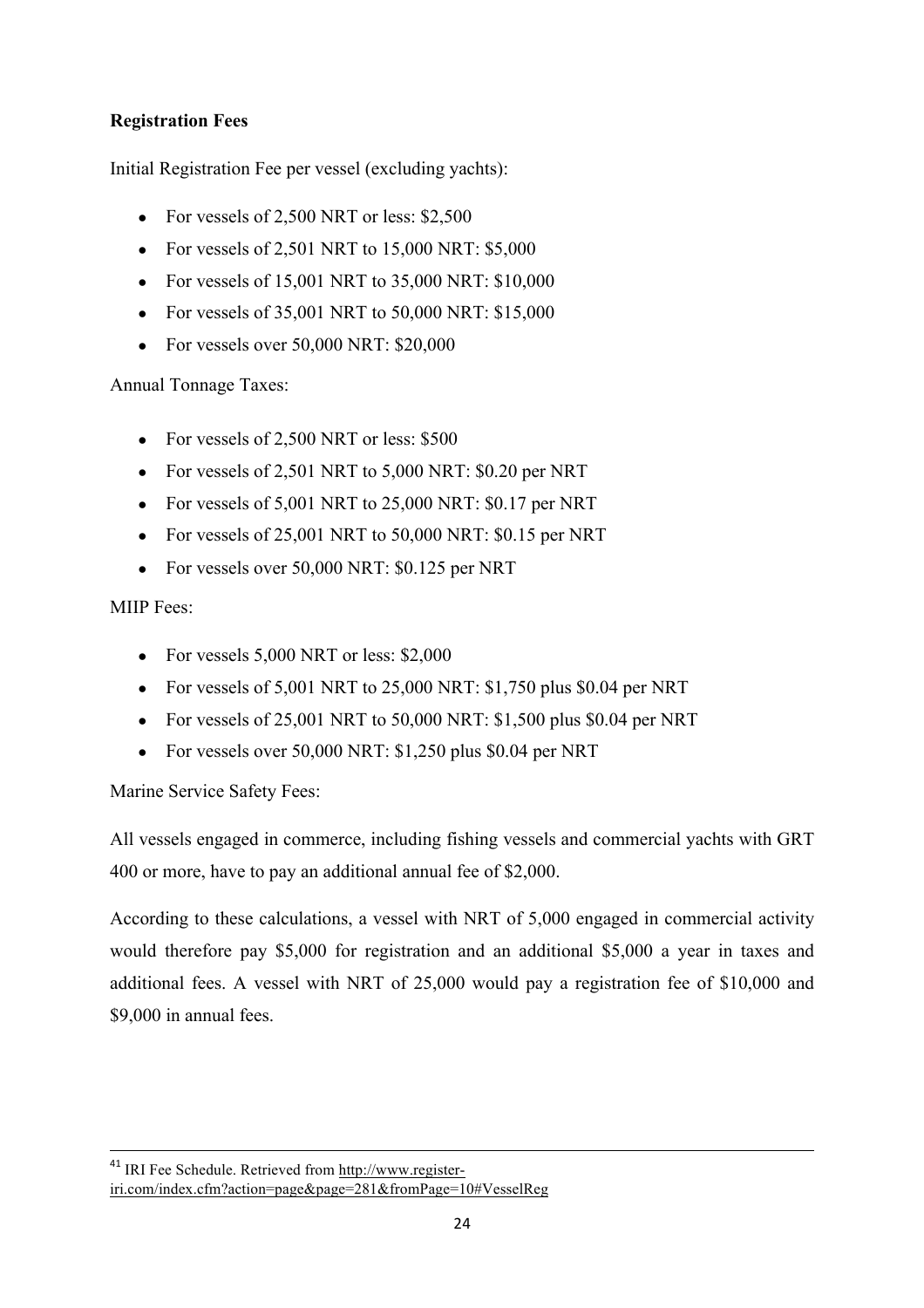**Registration Fees**

Initial Registration Fee per vessel (excluding yachts):

- For vessels of 2,500 NRT or less: $2,500
- For vessels of 2,501 NRT to 15,000 NRT: $5,000
- For vessels of 15,001 NRT to 35,000 NRT: $10,000
- For vessels of 35,001 NRT to 50,000 NRT: $15,000
- For vessels over 50,000 NRT: $20,000

Annual Tonnage Taxes:

- For vessels of 2,500 NRT or less: $500
- For vessels of 2,501 NRT to 5,000 NRT: $0.20 per NRT
- For vessels of 5,001 NRT to 25,000 NRT: $0.17 per NRT
- For vessels of 25,001 NRT to 50,000 NRT: $0.15 per NRT
- For vessels over 50,000 NRT: $0.125 per NRT

MIIP Fees:

- For vessels 5,000 NRT or less: $2,000
- For vessels of 5,001 NRT to 25,000 NRT: $1,750 plus $0.04 per NRT
- For vessels of 25,001 NRT to 50,000 NRT: $1,500 plus $0.04 per NRT
- For vessels over 50,000 NRT: $1,250 plus $0.04 per NRT

Marine Service Safety Fees:

All vessels engaged in commerce, including fishing vessels and commercial yachts with GRT 400 or more, have to pay an additional annual fee of $2,000.

According to these calculations, a vessel with NRT of 5,000 engaged in commercial activity would therefore pay $5,000 for registration and an additional $5,000 a year in taxes and additional fees. A vessel with NRT of 25,000 would pay a registration fee of $10,000 and $9,000 in annual fees.

[41] IRI Fee Schedule. Retrieved from http://www.register-iri.com/index.cfm?action=page&page=281&fromPage=10#VesselReg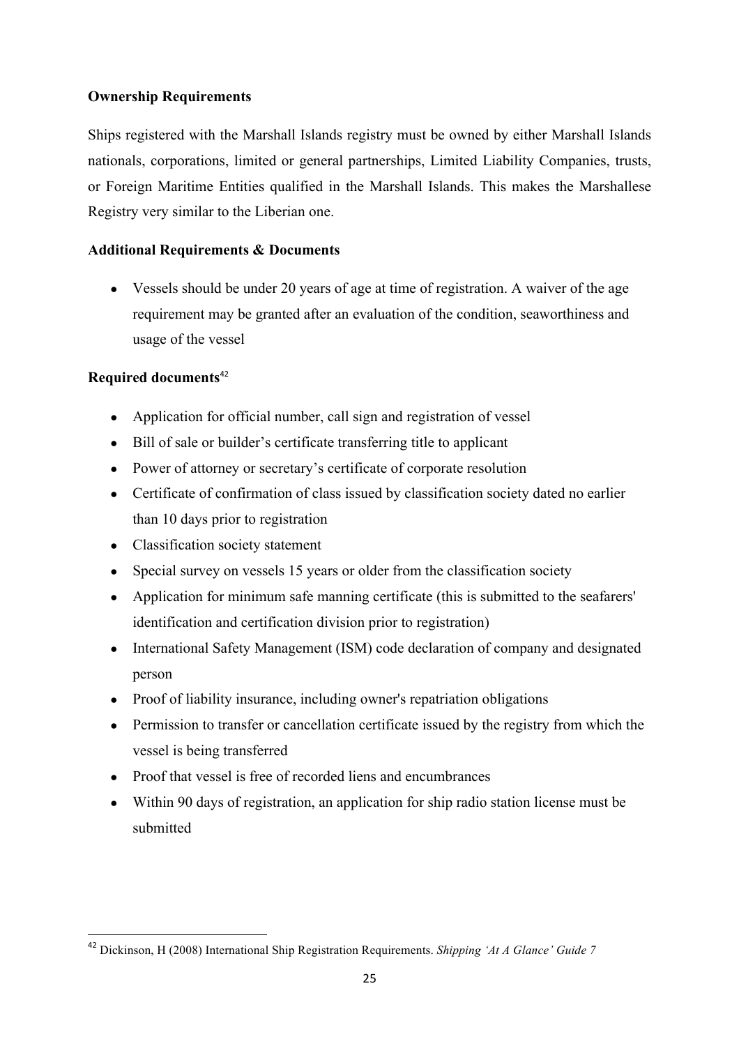**Ownership Requirements**

Ships registered with the Marshall Islands registry must be owned by either Marshall Islands nationals, corporations, limited or general partnerships, Limited Liability Companies, trusts, or Foreign Maritime Entities qualified in the Marshall Islands. This makes the Marshallese Registry very similar to the Liberian one.

**Additional Requirements & Documents**

- Vessels should be under 20 years of age at time of registration. A waiver of the age requirement may be granted after an evaluation of the condition, seaworthiness and usage of the vessel

**Required documents**[42]

- Application for official number, call sign and registration of vessel
- Bill of sale or builder's certificate transferring title to applicant
- Power of attorney or secretary's certificate of corporate resolution
- Certificate of confirmation of class issued by classification society dated no earlier than 10 days prior to registration
- Classification society statement
- Special survey on vessels 15 years or older from the classification society
- Application for minimum safe manning certificate (this is submitted to the seafarers' identification and certification division prior to registration)
- International Safety Management (ISM) code declaration of company and designated person
- Proof of liability insurance, including owner's repatriation obligations
- Permission to transfer or cancellation certificate issued by the registry from which the vessel is being transferred
- Proof that vessel is free of recorded liens and encumbrances
- Within 90 days of registration, an application for ship radio station license must be submitted

---

[42] Dickinson, H (2008) International Ship Registration Requirements. *Shipping 'At A Glance' Guide 7*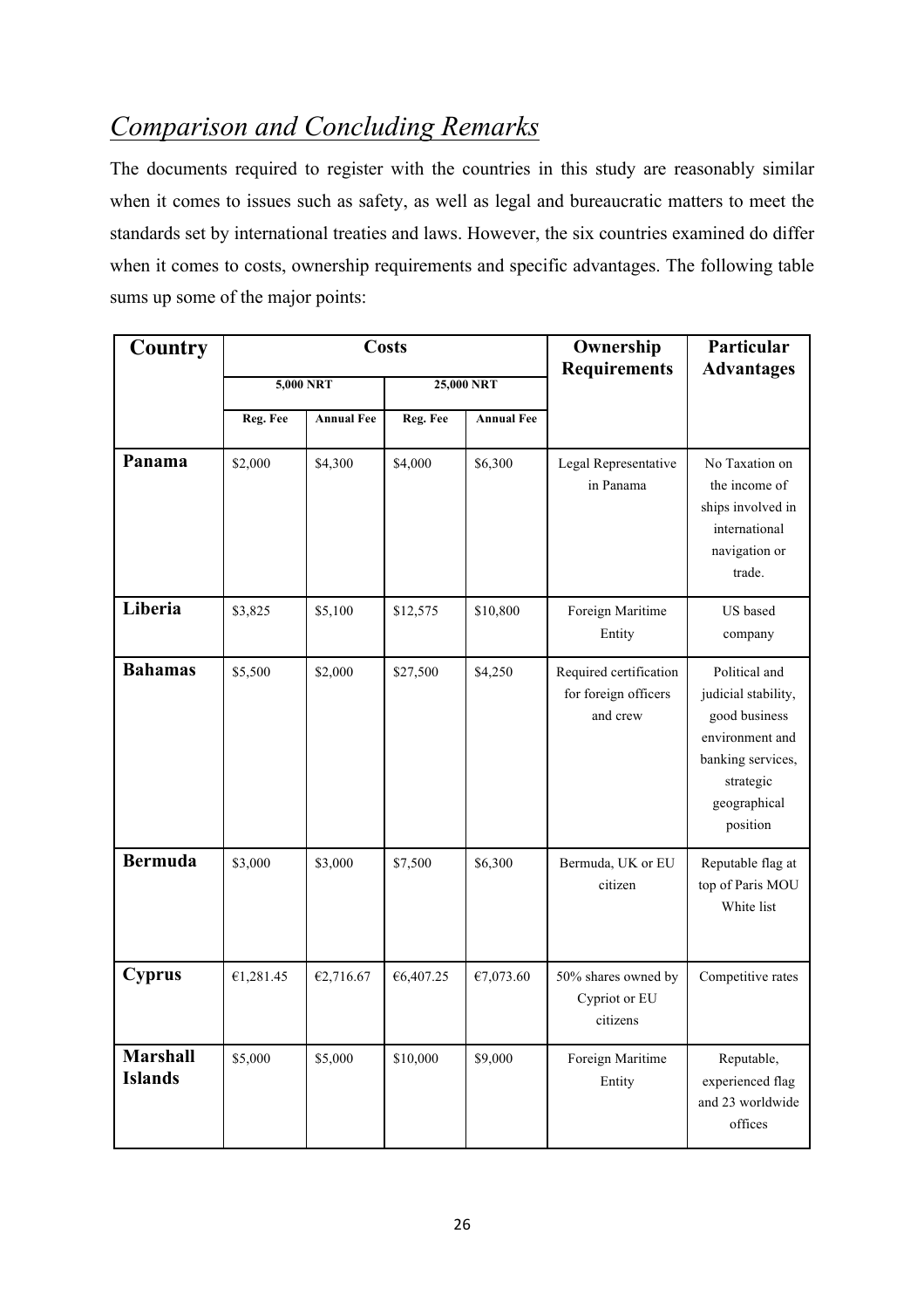## *Comparison and Concluding Remarks*

The documents required to register with the countries in this study are reasonably similar when it comes to issues such as safety, as well as legal and bureaucratic matters to meet the standards set by international treaties and laws. However, the six countries examined do differ when it comes to costs, ownership requirements and specific advantages. The following table sums up some of the major points:

| Country | Costs | | | | Ownership Requirements | Particular Advantages |
|---|---|---|---|---|---|---|
| | 5,000 NRT | | 25,000 NRT | | | |
| | Reg. Fee | Annual Fee | Reg. Fee | Annual Fee | | |
| **Panama** | $2,000 | $4,300 | $4,000 | $6,300 | Legal Representative in Panama | No Taxation on the income of ships involved in international navigation or trade. |
| **Liberia** | $3,825 | $5,100 | $12,575 | $10,800 | Foreign Maritime Entity | US based company |
| **Bahamas** | $5,500 | $2,000 | $27,500 | $4,250 | Required certification for foreign officers and crew | Political and judicial stability, good business environment and banking services, strategic geographical position |
| **Bermuda** | $3,000 | $3,000 | $7,500 | $6,300 | Bermuda, UK or EU citizen | Reputable flag at top of Paris MOU White list |
| **Cyprus** | €1,281.45 | €2,716.67 | €6,407.25 | €7,073.60 | 50% shares owned by Cypriot or EU citizens | Competitive rates |
| **Marshall Islands** | $5,000 | $5,000 | $10,000 | $9,000 | Foreign Maritime Entity | Reputable, experienced flag and 23 worldwide offices |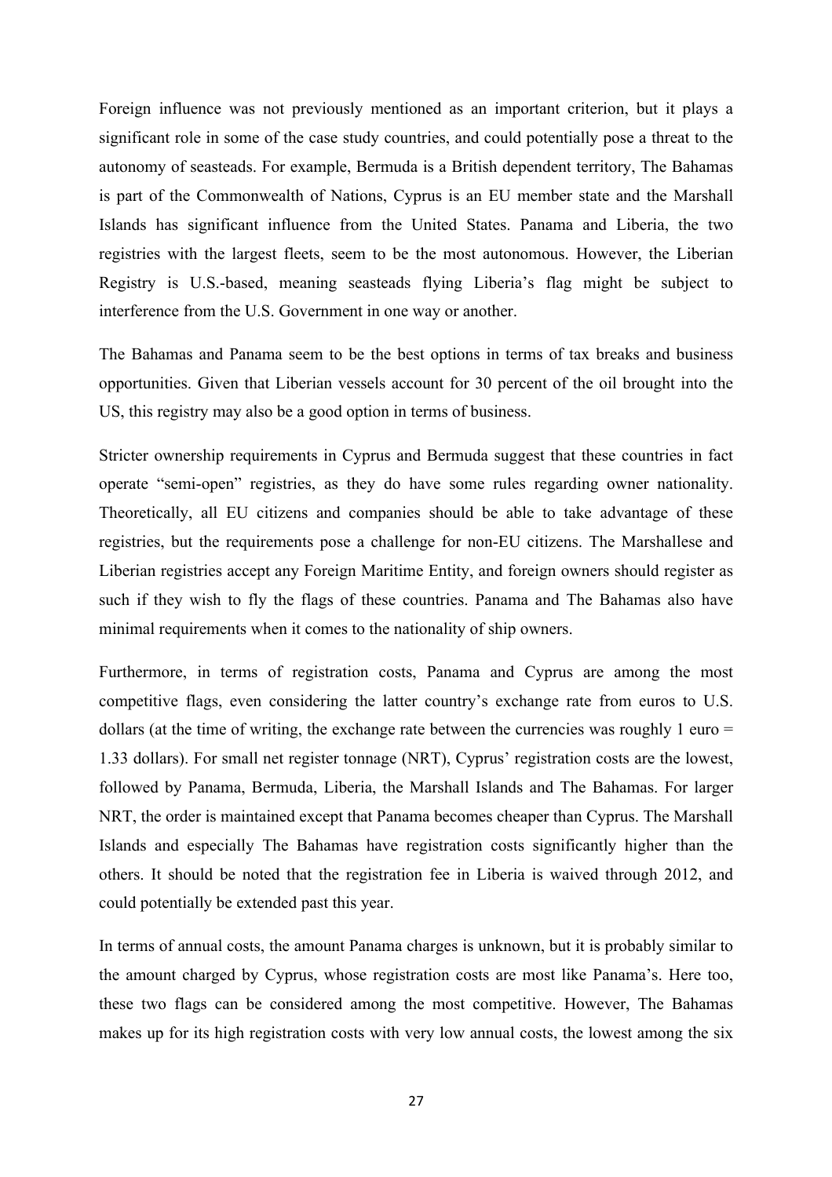Foreign influence was not previously mentioned as an important criterion, but it plays a significant role in some of the case study countries, and could potentially pose a threat to the autonomy of seasteads. For example, Bermuda is a British dependent territory, The Bahamas is part of the Commonwealth of Nations, Cyprus is an EU member state and the Marshall Islands has significant influence from the United States. Panama and Liberia, the two registries with the largest fleets, seem to be the most autonomous. However, the Liberian Registry is U.S.-based, meaning seasteads flying Liberia's flag might be subject to interference from the U.S. Government in one way or another.

The Bahamas and Panama seem to be the best options in terms of tax breaks and business opportunities. Given that Liberian vessels account for 30 percent of the oil brought into the US, this registry may also be a good option in terms of business.

Stricter ownership requirements in Cyprus and Bermuda suggest that these countries in fact operate "semi-open" registries, as they do have some rules regarding owner nationality. Theoretically, all EU citizens and companies should be able to take advantage of these registries, but the requirements pose a challenge for non-EU citizens. The Marshallese and Liberian registries accept any Foreign Maritime Entity, and foreign owners should register as such if they wish to fly the flags of these countries. Panama and The Bahamas also have minimal requirements when it comes to the nationality of ship owners.

Furthermore, in terms of registration costs, Panama and Cyprus are among the most competitive flags, even considering the latter country's exchange rate from euros to U.S. dollars (at the time of writing, the exchange rate between the currencies was roughly 1 euro = 1.33 dollars). For small net register tonnage (NRT), Cyprus' registration costs are the lowest, followed by Panama, Bermuda, Liberia, the Marshall Islands and The Bahamas. For larger NRT, the order is maintained except that Panama becomes cheaper than Cyprus. The Marshall Islands and especially The Bahamas have registration costs significantly higher than the others. It should be noted that the registration fee in Liberia is waived through 2012, and could potentially be extended past this year.

In terms of annual costs, the amount Panama charges is unknown, but it is probably similar to the amount charged by Cyprus, whose registration costs are most like Panama's. Here too, these two flags can be considered among the most competitive. However, The Bahamas makes up for its high registration costs with very low annual costs, the lowest among the six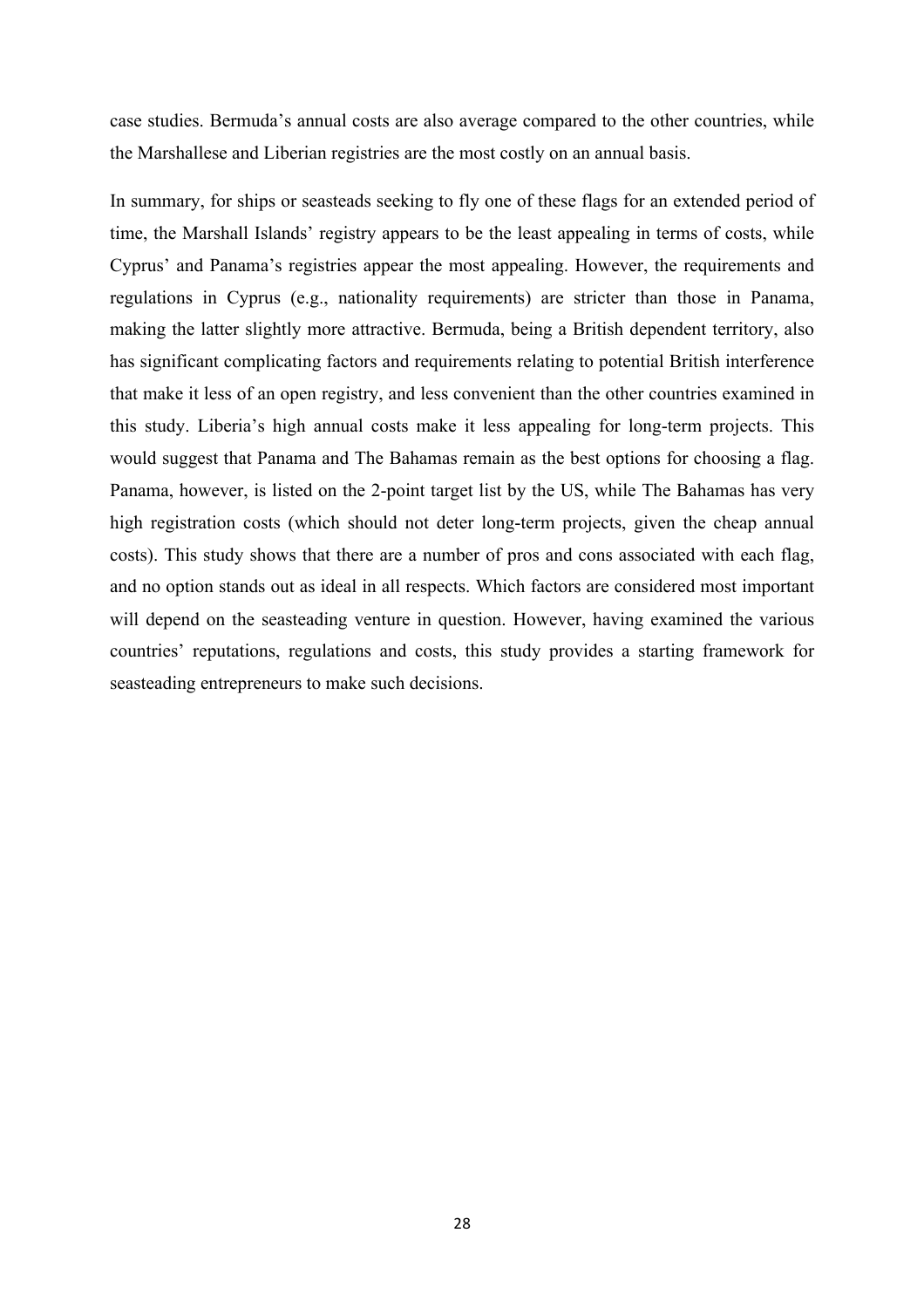case studies. Bermuda's annual costs are also average compared to the other countries, while the Marshallese and Liberian registries are the most costly on an annual basis.

In summary, for ships or seasteads seeking to fly one of these flags for an extended period of time, the Marshall Islands' registry appears to be the least appealing in terms of costs, while Cyprus' and Panama's registries appear the most appealing. However, the requirements and regulations in Cyprus (e.g., nationality requirements) are stricter than those in Panama, making the latter slightly more attractive. Bermuda, being a British dependent territory, also has significant complicating factors and requirements relating to potential British interference that make it less of an open registry, and less convenient than the other countries examined in this study. Liberia's high annual costs make it less appealing for long-term projects. This would suggest that Panama and The Bahamas remain as the best options for choosing a flag. Panama, however, is listed on the 2-point target list by the US, while The Bahamas has very high registration costs (which should not deter long-term projects, given the cheap annual costs). This study shows that there are a number of pros and cons associated with each flag, and no option stands out as ideal in all respects. Which factors are considered most important will depend on the seasteading venture in question. However, having examined the various countries' reputations, regulations and costs, this study provides a starting framework for seasteading entrepreneurs to make such decisions.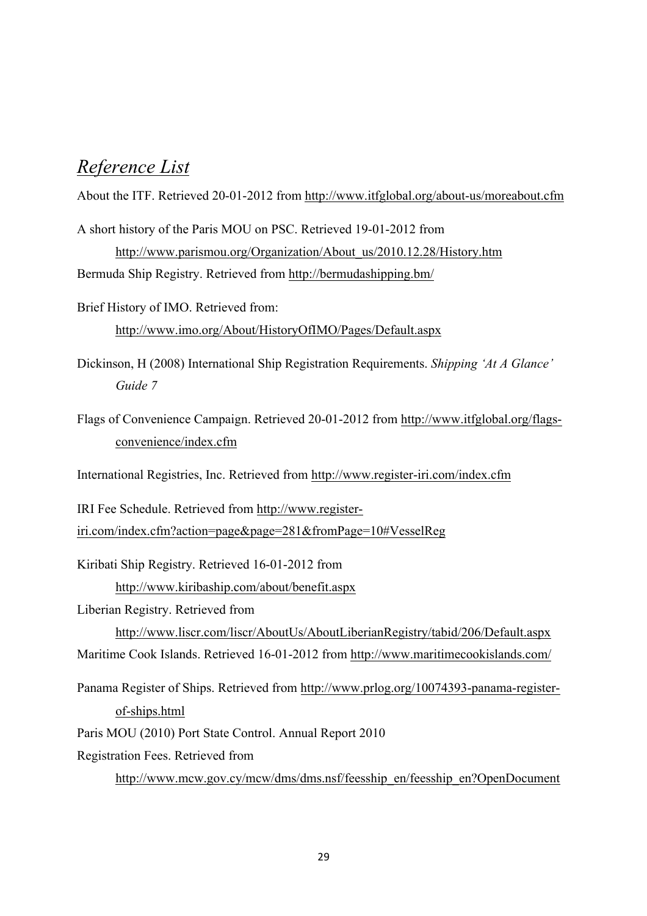# *Reference List*

About the ITF. Retrieved 20-01-2012 from http://www.itfglobal.org/about-us/moreabout.cfm

A short history of the Paris MOU on PSC. Retrieved 19-01-2012 from http://www.parismou.org/Organization/About_us/2010.12.28/History.htm

Bermuda Ship Registry. Retrieved from http://bermudashipping.bm/

Brief History of IMO. Retrieved from: http://www.imo.org/About/HistoryOfIMO/Pages/Default.aspx

Dickinson, H (2008) International Ship Registration Requirements. *Shipping 'At A Glance' Guide 7*

Flags of Convenience Campaign. Retrieved 20-01-2012 from http://www.itfglobal.org/flags-convenience/index.cfm

International Registries, Inc. Retrieved from http://www.register-iri.com/index.cfm

IRI Fee Schedule. Retrieved from http://www.register-iri.com/index.cfm?action=page&page=281&fromPage=10#VesselReg

Kiribati Ship Registry. Retrieved 16-01-2012 from http://www.kiribaship.com/about/benefit.aspx

Liberian Registry. Retrieved from http://www.liscr.com/liscr/AboutUs/AboutLiberianRegistry/tabid/206/Default.aspx

Maritime Cook Islands. Retrieved 16-01-2012 from http://www.maritimecookislands.com/

Panama Register of Ships. Retrieved from http://www.prlog.org/10074393-panama-register-of-ships.html

Paris MOU (2010) Port State Control. Annual Report 2010

Registration Fees. Retrieved from http://www.mcw.gov.cy/mcw/dms/dms.nsf/feesship_en/feesship_en?OpenDocument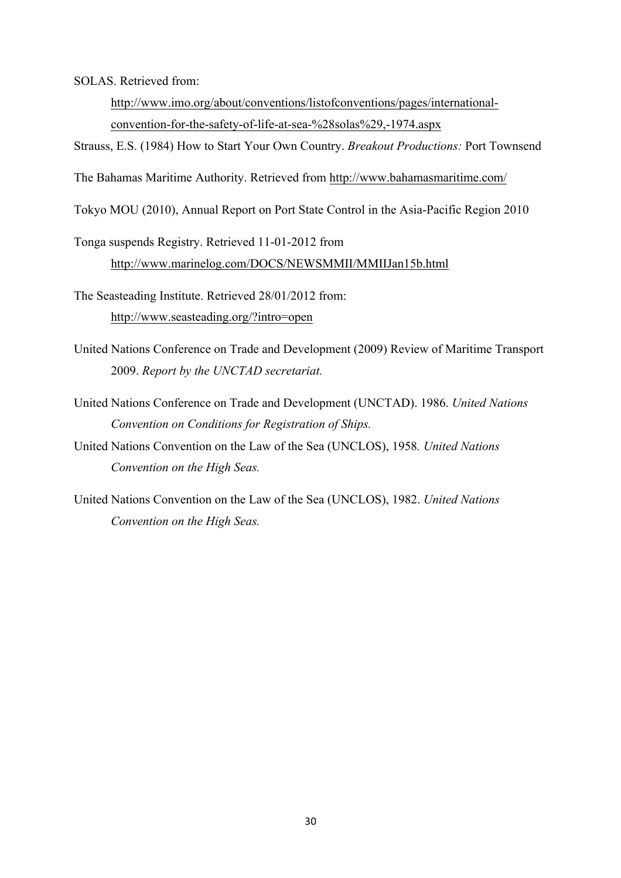SOLAS. Retrieved from:
http://www.imo.org/about/conventions/listofconventions/pages/international-convention-for-the-safety-of-life-at-sea-%28solas%29,-1974.aspx

Strauss, E.S. (1984) How to Start Your Own Country. *Breakout Productions:* Port Townsend

The Bahamas Maritime Authority. Retrieved from http://www.bahamasmaritime.com/

Tokyo MOU (2010), Annual Report on Port State Control in the Asia-Pacific Region 2010

Tonga suspends Registry. Retrieved 11-01-2012 from
http://www.marinelog.com/DOCS/NEWSMMII/MMIIJan15b.html

The Seasteading Institute. Retrieved 28/01/2012 from:
http://www.seasteading.org/?intro=open

United Nations Conference on Trade and Development (2009) Review of Maritime Transport 2009. *Report by the UNCTAD secretariat.*

United Nations Conference on Trade and Development (UNCTAD). 1986. *United Nations Convention on Conditions for Registration of Ships.*

United Nations Convention on the Law of the Sea (UNCLOS), 1958*. United Nations Convention on the High Seas.*

United Nations Convention on the Law of the Sea (UNCLOS), 1982. *United Nations Convention on the High Seas.*